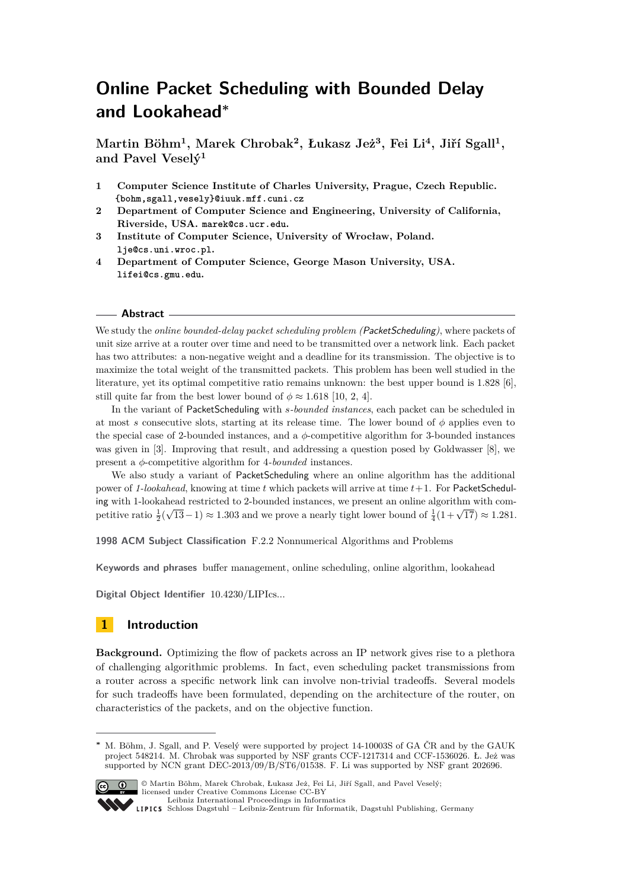# Online Packet Scheduling with Bounded Delay and Lookahead*

**Martin Böhm[1], Marek Chrobak[2], Łukasz Jeż[3], Fei Li[4], Jiří Sgall[1], and Pavel Veselý[1]**

1. **Computer Science Institute of Charles University, Prague, Czech Republic.** {bohm,sgall,vesely}@iuuk.mff.cuni.cz
2. **Department of Computer Science and Engineering, University of California, Riverside, USA.** marek@cs.ucr.edu.
3. **Institute of Computer Science, University of Wrocław, Poland.** lje@cs.uni.wroc.pl.
4. **Department of Computer Science, George Mason University, USA.** lifei@cs.gmu.edu.

## Abstract

We study the *online bounded-delay packet scheduling problem (PacketScheduling)*, where packets of unit size arrive at a router over time and need to be transmitted over a network link. Each packet has two attributes: a non-negative weight and a deadline for its transmission. The objective is to maximize the total weight of the transmitted packets. This problem has been well studied in the literature, yet its optimal competitive ratio remains unknown: the best upper bound is 1.828 [6], still quite far from the best lower bound of $\phi \approx 1.618$ [10, 2, 4].

In the variant of PacketScheduling with *s-bounded instances*, each packet can be scheduled in at most $s$ consecutive slots, starting at its release time. The lower bound of $\phi$ applies even to the special case of 2-bounded instances, and a $\phi$-competitive algorithm for 3-bounded instances was given in [3]. Improving that result, and addressing a question posed by Goldwasser [8], we present a $\phi$-competitive algorithm for 4-*bounded* instances.

We also study a variant of PacketScheduling where an online algorithm has the additional power of *1-lookahead*, knowing at time $t$ which packets will arrive at time $t+1$. For PacketScheduling with 1-lookahead restricted to 2-bounded instances, we present an online algorithm with competitive ratio $\frac{1}{2}(\sqrt{13}-1) \approx 1.303$ and we prove a nearly tight lower bound of $\frac{1}{4}(1+\sqrt{17}) \approx 1.281$.

**1998 ACM Subject Classification** F.2.2 Nonnumerical Algorithms and Problems

**Keywords and phrases** buffer management, online scheduling, online algorithm, lookahead

**Digital Object Identifier** 10.4230/LIPIcs...

## 1 Introduction

**Background.** Optimizing the flow of packets across an IP network gives rise to a plethora of challenging algorithmic problems. In fact, even scheduling packet transmissions from a router across a specific network link can involve non-trivial tradeoffs. Several models for such tradeoffs have been formulated, depending on the architecture of the router, on characteristics of the packets, and on the objective function.

---

* M. Böhm, J. Sgall, and P. Veselý were supported by project 14-10003S of GA ČR and by the GAUK project 548214. M. Chrobak was supported by NSF grants CCF-1217314 and CCF-1536026. Ł. Jeż was supported by NCN grant DEC-2013/09/B/ST6/01538. F. Li was supported by NSF grant 202696.

© Martin Böhm, Marek Chrobak, Łukasz Jeż, Fei Li, Jiří Sgall, and Pavel Veselý; licensed under Creative Commons License CC-BY
Leibniz International Proceedings in Informatics
Schloss Dagstuhl – Leibniz-Zentrum für Informatik, Dagstuhl Publishing, Germany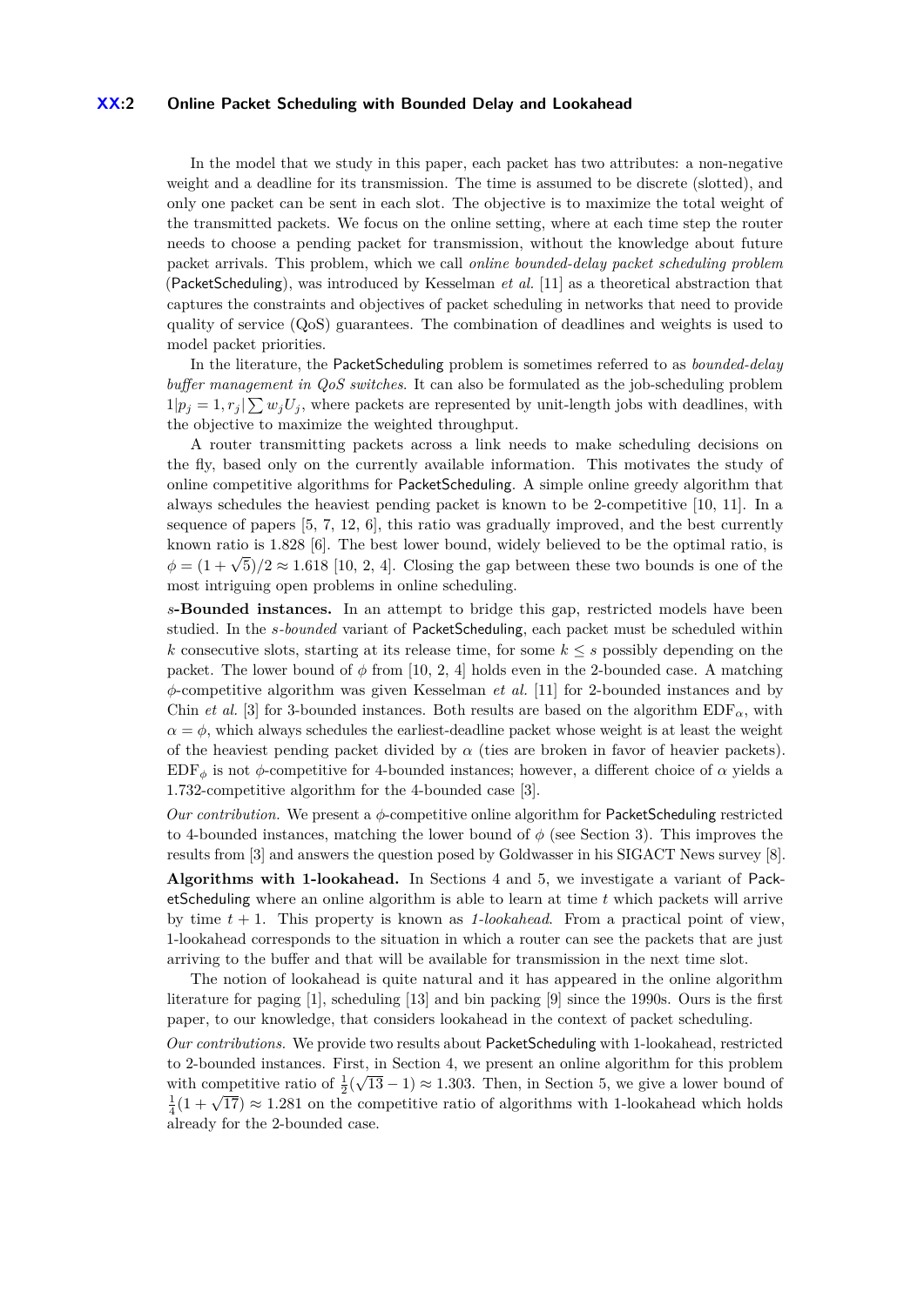In the model that we study in this paper, each packet has two attributes: a non-negative weight and a deadline for its transmission. The time is assumed to be discrete (slotted), and only one packet can be sent in each slot. The objective is to maximize the total weight of the transmitted packets. We focus on the online setting, where at each time step the router needs to choose a pending packet for transmission, without the knowledge about future packet arrivals. This problem, which we call *online bounded-delay packet scheduling problem* (PacketScheduling), was introduced by Kesselman *et al.* [11] as a theoretical abstraction that captures the constraints and objectives of packet scheduling in networks that need to provide quality of service (QoS) guarantees. The combination of deadlines and weights is used to model packet priorities.

In the literature, the PacketScheduling problem is sometimes referred to as *bounded-delay buffer management in QoS switches*. It can also be formulated as the job-scheduling problem $1|p_j = 1, r_j|\sum w_j U_j$, where packets are represented by unit-length jobs with deadlines, with the objective to maximize the weighted throughput.

A router transmitting packets across a link needs to make scheduling decisions on the fly, based only on the currently available information. This motivates the study of online competitive algorithms for PacketScheduling. A simple online greedy algorithm that always schedules the heaviest pending packet is known to be 2-competitive [10, 11]. In a sequence of papers [5, 7, 12, 6], this ratio was gradually improved, and the best currently known ratio is 1.828 [6]. The best lower bound, widely believed to be the optimal ratio, is $\phi = (1 + \sqrt{5})/2 \approx 1.618$ [10, 2, 4]. Closing the gap between these two bounds is one of the most intriguing open problems in online scheduling.

**$s$-Bounded instances.** In an attempt to bridge this gap, restricted models have been studied. In the *$s$-bounded* variant of PacketScheduling, each packet must be scheduled within $k$ consecutive slots, starting at its release time, for some $k \leq s$ possibly depending on the packet. The lower bound of $\phi$ from [10, 2, 4] holds even in the 2-bounded case. A matching $\phi$-competitive algorithm was given Kesselman *et al.* [11] for 2-bounded instances and by Chin *et al.* [3] for 3-bounded instances. Both results are based on the algorithm $\text{EDF}_\alpha$, with $\alpha = \phi$, which always schedules the earliest-deadline packet whose weight is at least the weight of the heaviest pending packet divided by $\alpha$ (ties are broken in favor of heavier packets). $\text{EDF}_\phi$ is not $\phi$-competitive for 4-bounded instances; however, a different choice of $\alpha$ yields a 1.732-competitive algorithm for the 4-bounded case [3].

*Our contribution.* We present a $\phi$-competitive online algorithm for PacketScheduling restricted to 4-bounded instances, matching the lower bound of $\phi$ (see Section 3). This improves the results from [3] and answers the question posed by Goldwasser in his SIGACT News survey [8].

**Algorithms with 1-lookahead.** In Sections 4 and 5, we investigate a variant of PacketScheduling where an online algorithm is able to learn at time $t$ which packets will arrive by time $t + 1$. This property is known as *1-lookahead*. From a practical point of view, 1-lookahead corresponds to the situation in which a router can see the packets that are just arriving to the buffer and that will be available for transmission in the next time slot.

The notion of lookahead is quite natural and it has appeared in the online algorithm literature for paging [1], scheduling [13] and bin packing [9] since the 1990s. Ours is the first paper, to our knowledge, that considers lookahead in the context of packet scheduling.

*Our contributions.* We provide two results about PacketScheduling with 1-lookahead, restricted to 2-bounded instances. First, in Section 4, we present an online algorithm for this problem with competitive ratio of $\frac{1}{2}(\sqrt{13} - 1) \approx 1.303$. Then, in Section 5, we give a lower bound of $\frac{1}{4}(1 + \sqrt{17}) \approx 1.281$ on the competitive ratio of algorithms with 1-lookahead which holds already for the 2-bounded case.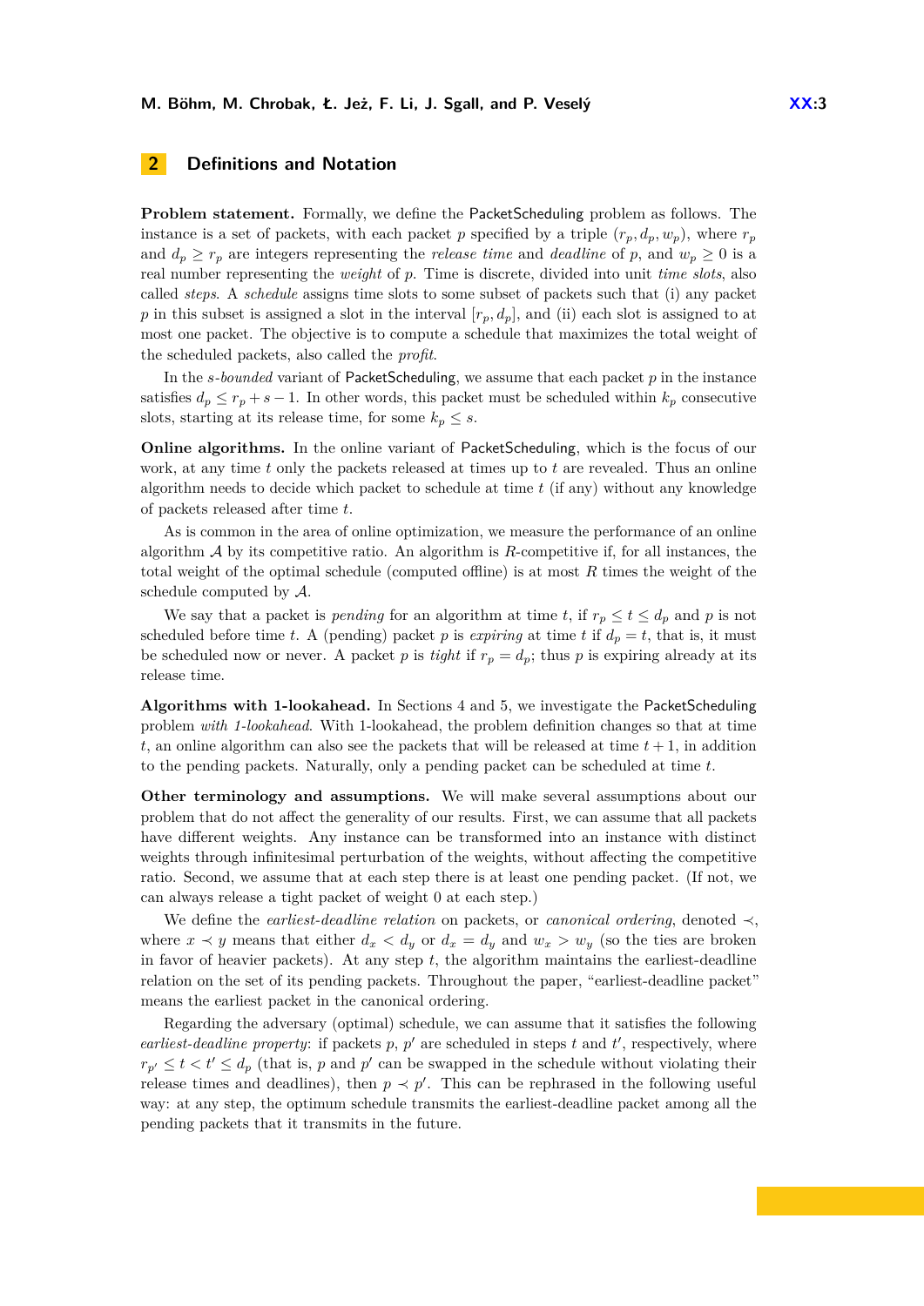## 2 Definitions and Notation

**Problem statement.** Formally, we define the PacketScheduling problem as follows. The instance is a set of packets, with each packet $p$ specified by a triple $(r_p, d_p, w_p)$, where $r_p$ and $d_p \geq r_p$ are integers representing the *release time* and *deadline* of $p$, and $w_p \geq 0$ is a real number representing the *weight* of $p$. Time is discrete, divided into unit *time slots*, also called *steps*. A *schedule* assigns time slots to some subset of packets such that (i) any packet $p$ in this subset is assigned a slot in the interval $[r_p, d_p]$, and (ii) each slot is assigned to at most one packet. The objective is to compute a schedule that maximizes the total weight of the scheduled packets, also called the *profit*.

In the *s-bounded* variant of PacketScheduling, we assume that each packet $p$ in the instance satisfies $d_p \leq r_p + s - 1$. In other words, this packet must be scheduled within $k_p$ consecutive slots, starting at its release time, for some $k_p \leq s$.

**Online algorithms.** In the online variant of PacketScheduling, which is the focus of our work, at any time $t$ only the packets released at times up to $t$ are revealed. Thus an online algorithm needs to decide which packet to schedule at time $t$ (if any) without any knowledge of packets released after time $t$.

As is common in the area of online optimization, we measure the performance of an online algorithm $\mathcal{A}$ by its competitive ratio. An algorithm is $R$-competitive if, for all instances, the total weight of the optimal schedule (computed offline) is at most $R$ times the weight of the schedule computed by $\mathcal{A}$.

We say that a packet is *pending* for an algorithm at time $t$, if $r_p \leq t \leq d_p$ and $p$ is not scheduled before time $t$. A (pending) packet $p$ is *expiring* at time $t$ if $d_p = t$, that is, it must be scheduled now or never. A packet $p$ is *tight* if $r_p = d_p$; thus $p$ is expiring already at its release time.

**Algorithms with 1-lookahead.** In Sections 4 and 5, we investigate the PacketScheduling problem *with 1-lookahead*. With 1-lookahead, the problem definition changes so that at time $t$, an online algorithm can also see the packets that will be released at time $t+1$, in addition to the pending packets. Naturally, only a pending packet can be scheduled at time $t$.

**Other terminology and assumptions.** We will make several assumptions about our problem that do not affect the generality of our results. First, we can assume that all packets have different weights. Any instance can be transformed into an instance with distinct weights through infinitesimal perturbation of the weights, without affecting the competitive ratio. Second, we assume that at each step there is at least one pending packet. (If not, we can always release a tight packet of weight 0 at each step.)

We define the *earliest-deadline relation* on packets, or *canonical ordering*, denoted $\prec$, where $x \prec y$ means that either $d_x < d_y$ or $d_x = d_y$ and $w_x > w_y$ (so the ties are broken in favor of heavier packets). At any step $t$, the algorithm maintains the earliest-deadline relation on the set of its pending packets. Throughout the paper, "earliest-deadline packet" means the earliest packet in the canonical ordering.

Regarding the adversary (optimal) schedule, we can assume that it satisfies the following *earliest-deadline property*: if packets $p$, $p'$ are scheduled in steps $t$ and $t'$, respectively, where $r_{p'} \leq t < t' \leq d_p$ (that is, $p$ and $p'$ can be swapped in the schedule without violating their release times and deadlines), then $p \prec p'$. This can be rephrased in the following useful way: at any step, the optimum schedule transmits the earliest-deadline packet among all the pending packets that it transmits in the future.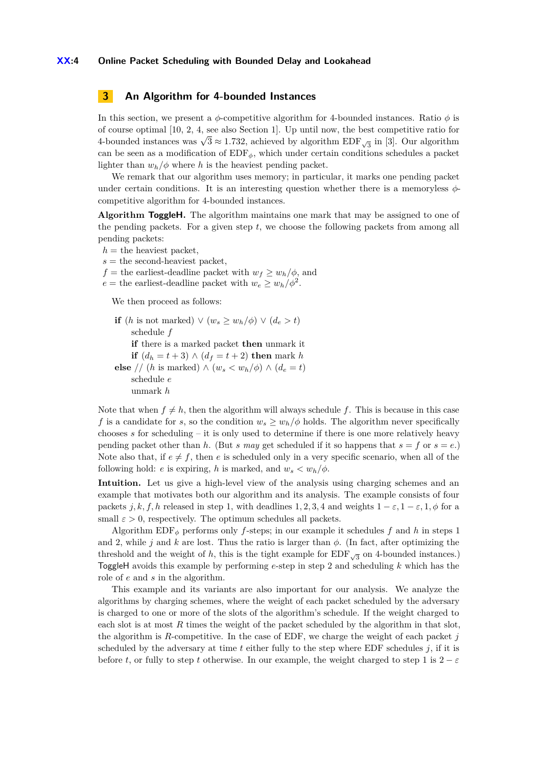## 3 An Algorithm for 4-bounded Instances

In this section, we present a $\phi$-competitive algorithm for 4-bounded instances. Ratio $\phi$ is of course optimal [10, 2, 4, see also Section 1]. Up until now, the best competitive ratio for 4-bounded instances was $\sqrt{3} \approx 1.732$, achieved by algorithm $\mathrm{EDF}_{\sqrt{3}}$ in [3]. Our algorithm can be seen as a modification of $\mathrm{EDF}_{\phi}$, which under certain conditions schedules a packet lighter than $w_h/\phi$ where $h$ is the heaviest pending packet.

We remark that our algorithm uses memory; in particular, it marks one pending packet under certain conditions. It is an interesting question whether there is a memoryless $\phi$-competitive algorithm for 4-bounded instances.

**Algorithm ToggleH.** The algorithm maintains one mark that may be assigned to one of the pending packets. For a given step $t$, we choose the following packets from among all pending packets:

$h =$ the heaviest packet,
$s =$ the second-heaviest packet,
$f =$ the earliest-deadline packet with $w_f \geq w_h/\phi$, and
$e =$ the earliest-deadline packet with $w_e \geq w_h/\phi^2$.

We then proceed as follows:

```
if (h is not marked) ∨ (w_s ≥ w_h/φ) ∨ (d_e > t)
    schedule f
    if there is a marked packet then unmark it
    if (d_h = t + 3) ∧ (d_f = t + 2) then mark h
else // (h is marked) ∧ (w_s < w_h/φ) ∧ (d_e = t)
    schedule e
    unmark h
```

Note that when $f \neq h$, then the algorithm will always schedule $f$. This is because in this case $f$ is a candidate for $s$, so the condition $w_s \geq w_h/\phi$ holds. The algorithm never specifically chooses $s$ for scheduling – it is only used to determine if there is one more relatively heavy pending packet other than $h$. (But $s$ *may* get scheduled if it so happens that $s = f$ or $s = e$.) Note also that, if $e \neq f$, then $e$ is scheduled only in a very specific scenario, when all of the following hold: $e$ is expiring, $h$ is marked, and $w_s < w_h/\phi$.

**Intuition.** Let us give a high-level view of the analysis using charging schemes and an example that motivates both our algorithm and its analysis. The example consists of four packets $j, k, f, h$ released in step 1, with deadlines $1, 2, 3, 4$ and weights $1 - \varepsilon, 1 - \varepsilon, 1, \phi$ for a small $\varepsilon > 0$, respectively. The optimum schedules all packets.

Algorithm $\mathrm{EDF}_{\phi}$ performs only $f$-steps; in our example it schedules $f$ and $h$ in steps 1 and 2, while $j$ and $k$ are lost. Thus the ratio is larger than $\phi$. (In fact, after optimizing the threshold and the weight of $h$, this is the tight example for $\mathrm{EDF}_{\sqrt{3}}$ on 4-bounded instances.) ToggleH avoids this example by performing $e$-step in step 2 and scheduling $k$ which has the role of $e$ and $s$ in the algorithm.

This example and its variants are also important for our analysis. We analyze the algorithms by charging schemes, where the weight of each packet scheduled by the adversary is charged to one or more of the slots of the algorithm's schedule. If the weight charged to each slot is at most $R$ times the weight of the packet scheduled by the algorithm in that slot, the algorithm is $R$-competitive. In the case of EDF, we charge the weight of each packet $j$ scheduled by the adversary at time $t$ either fully to the step where EDF schedules $j$, if it is before $t$, or fully to step $t$ otherwise. In our example, the weight charged to step 1 is $2 - \varepsilon$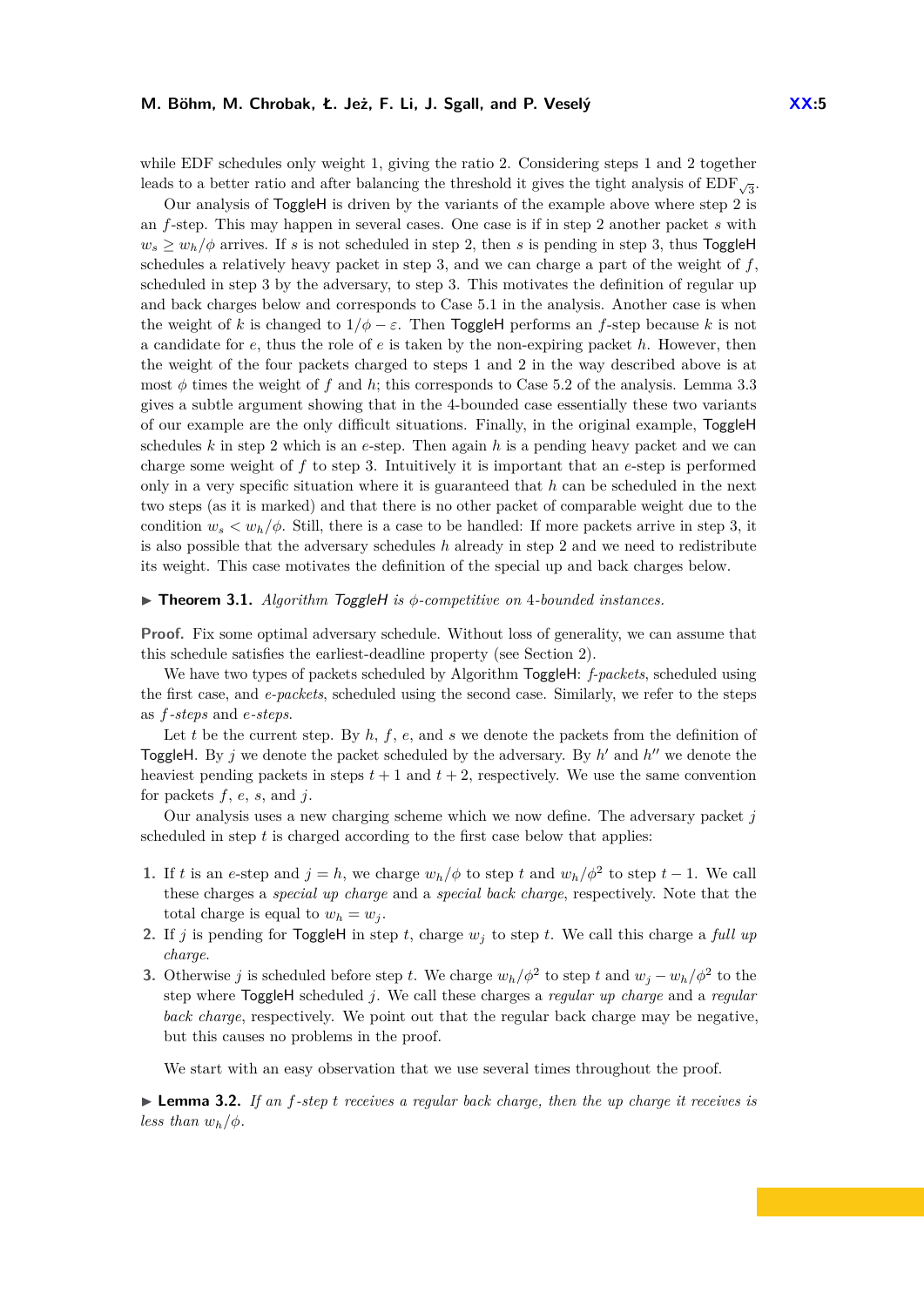while EDF schedules only weight 1, giving the ratio 2. Considering steps 1 and 2 together leads to a better ratio and after balancing the threshold it gives the tight analysis of $\text{EDF}_{\sqrt{3}}$.

Our analysis of ToggleH is driven by the variants of the example above where step 2 is an $f$-step. This may happen in several cases. One case is if in step 2 another packet $s$ with $w_s \geq w_h/\phi$ arrives. If $s$ is not scheduled in step 2, then $s$ is pending in step 3, thus ToggleH schedules a relatively heavy packet in step 3, and we can charge a part of the weight of $f$, scheduled in step 3 by the adversary, to step 3. This motivates the definition of regular up and back charges below and corresponds to Case 5.1 in the analysis. Another case is when the weight of $k$ is changed to $1/\phi - \varepsilon$. Then ToggleH performs an $f$-step because $k$ is not a candidate for $e$, thus the role of $e$ is taken by the non-expiring packet $h$. However, then the weight of the four packets charged to steps 1 and 2 in the way described above is at most $\phi$ times the weight of $f$ and $h$; this corresponds to Case 5.2 of the analysis. Lemma 3.3 gives a subtle argument showing that in the 4-bounded case essentially these two variants of our example are the only difficult situations. Finally, in the original example, ToggleH schedules $k$ in step 2 which is an $e$-step. Then again $h$ is a pending heavy packet and we can charge some weight of $f$ to step 3. Intuitively it is important that an $e$-step is performed only in a very specific situation where it is guaranteed that $h$ can be scheduled in the next two steps (as it is marked) and that there is no other packet of comparable weight due to the condition $w_s < w_h/\phi$. Still, there is a case to be handled: If more packets arrive in step 3, it is also possible that the adversary schedules $h$ already in step 2 and we need to redistribute its weight. This case motivates the definition of the special up and back charges below.

▶ **Theorem 3.1.** *Algorithm ToggleH is $\phi$-competitive on 4-bounded instances.*

**Proof.** Fix some optimal adversary schedule. Without loss of generality, we can assume that this schedule satisfies the earliest-deadline property (see Section 2).

We have two types of packets scheduled by Algorithm ToggleH: *f-packets*, scheduled using the first case, and *e-packets*, scheduled using the second case. Similarly, we refer to the steps as *$f$-steps* and *$e$-steps*.

Let $t$ be the current step. By $h$, $f$, $e$, and $s$ we denote the packets from the definition of ToggleH. By $j$ we denote the packet scheduled by the adversary. By $h'$ and $h''$ we denote the heaviest pending packets in steps $t+1$ and $t+2$, respectively. We use the same convention for packets $f$, $e$, $s$, and $j$.

Our analysis uses a new charging scheme which we now define. The adversary packet $j$ scheduled in step $t$ is charged according to the first case below that applies:

1. If $t$ is an $e$-step and $j = h$, we charge $w_h/\phi$ to step $t$ and $w_h/\phi^2$ to step $t-1$. We call these charges a *special up charge* and a *special back charge*, respectively. Note that the total charge is equal to $w_h = w_j$.
2. If $j$ is pending for ToggleH in step $t$, charge $w_j$ to step $t$. We call this charge a *full up charge*.
3. Otherwise $j$ is scheduled before step $t$. We charge $w_h/\phi^2$ to step $t$ and $w_j - w_h/\phi^2$ to the step where ToggleH scheduled $j$. We call these charges a *regular up charge* and a *regular back charge*, respectively. We point out that the regular back charge may be negative, but this causes no problems in the proof.

We start with an easy observation that we use several times throughout the proof.

▶ **Lemma 3.2.** *If an $f$-step $t$ receives a regular back charge, then the up charge it receives is less than $w_h/\phi$.*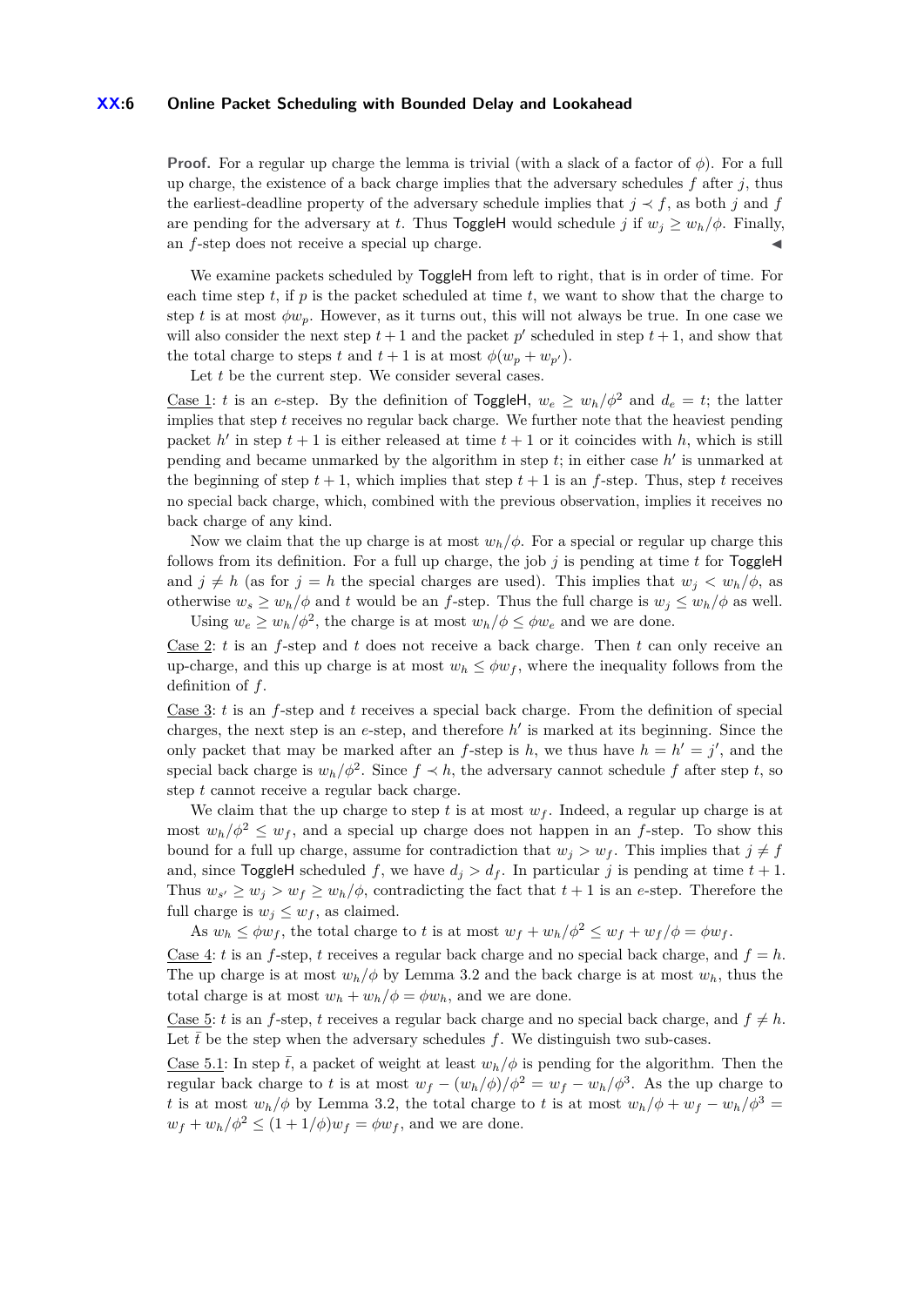**Proof.** For a regular up charge the lemma is trivial (with a slack of a factor of $\phi$). For a full up charge, the existence of a back charge implies that the adversary schedules $f$ after $j$, thus the earliest-deadline property of the adversary schedule implies that $j \prec f$, as both $j$ and $f$ are pending for the adversary at $t$. Thus ToggleH would schedule $j$ if $w_j \geq w_h/\phi$. Finally, an $f$-step does not receive a special up charge. ◀

We examine packets scheduled by ToggleH from left to right, that is in order of time. For each time step $t$, if $p$ is the packet scheduled at time $t$, we want to show that the charge to step $t$ is at most $\phi w_p$. However, as it turns out, this will not always be true. In one case we will also consider the next step $t+1$ and the packet $p'$ scheduled in step $t+1$, and show that the total charge to steps $t$ and $t+1$ is at most $\phi(w_p + w_{p'})$.

Let $t$ be the current step. We consider several cases.

Case 1: $t$ is an $e$-step. By the definition of ToggleH, $w_e \geq w_h/\phi^2$ and $d_e = t$; the latter implies that step $t$ receives no regular back charge. We further note that the heaviest pending packet $h'$ in step $t+1$ is either released at time $t+1$ or it coincides with $h$, which is still pending and became unmarked by the algorithm in step $t$; in either case $h'$ is unmarked at the beginning of step $t+1$, which implies that step $t+1$ is an $f$-step. Thus, step $t$ receives no special back charge, which, combined with the previous observation, implies it receives no back charge of any kind.

Now we claim that the up charge is at most $w_h/\phi$. For a special or regular up charge this follows from its definition. For a full up charge, the job $j$ is pending at time $t$ for ToggleH and $j \neq h$ (as for $j = h$ the special charges are used). This implies that $w_j < w_h/\phi$, as otherwise $w_s \geq w_h/\phi$ and $t$ would be an $f$-step. Thus the full charge is $w_j \leq w_h/\phi$ as well.

Using $w_e \geq w_h/\phi^2$, the charge is at most $w_h/\phi \leq \phi w_e$ and we are done.

Case 2: $t$ is an $f$-step and $t$ does not receive a back charge. Then $t$ can only receive an up-charge, and this up charge is at most $w_h \leq \phi w_f$, where the inequality follows from the definition of $f$.

Case 3: $t$ is an $f$-step and $t$ receives a special back charge. From the definition of special charges, the next step is an $e$-step, and therefore $h'$ is marked at its beginning. Since the only packet that may be marked after an $f$-step is $h$, we thus have $h = h' = j'$, and the special back charge is $w_h/\phi^2$. Since $f \prec h$, the adversary cannot schedule $f$ after step $t$, so step $t$ cannot receive a regular back charge.

We claim that the up charge to step $t$ is at most $w_f$. Indeed, a regular up charge is at most $w_h/\phi^2 \leq w_f$, and a special up charge does not happen in an $f$-step. To show this bound for a full up charge, assume for contradiction that $w_j > w_f$. This implies that $j \neq f$ and, since ToggleH scheduled $f$, we have $d_j > d_f$. In particular $j$ is pending at time $t+1$. Thus $w_{s'} \geq w_j > w_f \geq w_h/\phi$, contradicting the fact that $t+1$ is an $e$-step. Therefore the full charge is $w_j \leq w_f$, as claimed.

As $w_h \leq \phi w_f$, the total charge to $t$ is at most $w_f + w_h/\phi^2 \leq w_f + w_f/\phi = \phi w_f$.

Case 4: $t$ is an $f$-step, $t$ receives a regular back charge and no special back charge, and $f = h$. The up charge is at most $w_h/\phi$ by Lemma 3.2 and the back charge is at most $w_h$, thus the total charge is at most $w_h + w_h/\phi = \phi w_h$, and we are done.

Case 5: $t$ is an $f$-step, $t$ receives a regular back charge and no special back charge, and $f \neq h$. Let $\bar{t}$ be the step when the adversary schedules $f$. We distinguish two sub-cases.

Case 5.1: In step $\bar{t}$, a packet of weight at least $w_h/\phi$ is pending for the algorithm. Then the regular back charge to $t$ is at most $w_f - (w_h/\phi)/\phi^2 = w_f - w_h/\phi^3$. As the up charge to $t$ is at most $w_h/\phi$ by Lemma 3.2, the total charge to $t$ is at most $w_h/\phi + w_f - w_h/\phi^3 = w_f + w_h/\phi^2 \leq (1 + 1/\phi)w_f = \phi w_f$, and we are done.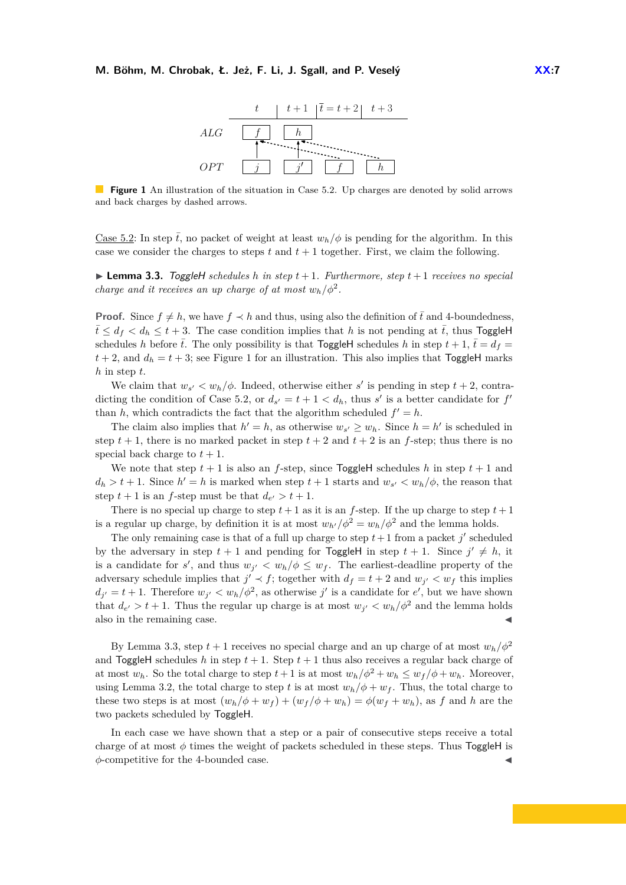**Figure 1** An illustration of the situation in Case 5.2. Up charges are denoted by solid arrows and back charges by dashed arrows.

Case 5.2: In step $\bar{t}$, no packet of weight at least $w_h/\phi$ is pending for the algorithm. In this case we consider the charges to steps $t$ and $t+1$ together. First, we claim the following.

▶ **Lemma 3.3.** *ToggleH schedules $h$ in step $t+1$. Furthermore, step $t+1$ receives no special charge and it receives an up charge of at most $w_h/\phi^2$.*

**Proof.** Since $f \neq h$, we have $f \prec h$ and thus, using also the definition of $\bar{t}$ and 4-boundedness, $\bar{t} \leq d_f < d_h \leq t+3$. The case condition implies that $h$ is not pending at $\bar{t}$, thus ToggleH schedules $h$ before $\bar{t}$. The only possibility is that ToggleH schedules $h$ in step $t+1$, $\bar{t} = d_f = t+2$, and $d_h = t+3$; see Figure 1 for an illustration. This also implies that ToggleH marks $h$ in step $t$.

We claim that $w_{s'} < w_h/\phi$. Indeed, otherwise either $s'$ is pending in step $t+2$, contradicting the condition of Case 5.2, or $d_{s'} = t+1 < d_h$, thus $s'$ is a better candidate for $f'$ than $h$, which contradicts the fact that the algorithm scheduled $f' = h$.

The claim also implies that $h' = h$, as otherwise $w_{s'} \geq w_h$. Since $h = h'$ is scheduled in step $t+1$, there is no marked packet in step $t+2$ and $t+2$ is an $f$-step; thus there is no special back charge to $t+1$.

We note that step $t+1$ is also an $f$-step, since ToggleH schedules $h$ in step $t+1$ and $d_h > t+1$. Since $h' = h$ is marked when step $t+1$ starts and $w_{s'} < w_h/\phi$, the reason that step $t+1$ is an $f$-step must be that $d_{e'} > t+1$.

There is no special up charge to step $t+1$ as it is an $f$-step. If the up charge to step $t+1$ is a regular up charge, by definition it is at most $w_{h'}/\phi^2 = w_h/\phi^2$ and the lemma holds.

The only remaining case is that of a full up charge to step $t+1$ from a packet $j'$ scheduled by the adversary in step $t+1$ and pending for ToggleH in step $t+1$. Since $j' \neq h$, it is a candidate for $s'$, and thus $w_{j'} < w_h/\phi \leq w_f$. The earliest-deadline property of the adversary schedule implies that $j' \prec f$; together with $d_f = t+2$ and $w_{j'} < w_f$ this implies $d_{j'} = t+1$. Therefore $w_{j'} < w_h/\phi^2$, as otherwise $j'$ is a candidate for $e'$, but we have shown that $d_{e'} > t+1$. Thus the regular up charge is at most $w_{j'} < w_h/\phi^2$ and the lemma holds also in the remaining case. ◀

By Lemma 3.3, step $t+1$ receives no special charge and an up charge of at most $w_h/\phi^2$ and ToggleH schedules $h$ in step $t+1$. Step $t+1$ thus also receives a regular back charge of at most $w_h$. So the total charge to step $t+1$ is at most $w_h/\phi^2 + w_h \leq w_f/\phi + w_h$. Moreover, using Lemma 3.2, the total charge to step $t$ is at most $w_h/\phi + w_f$. Thus, the total charge to these two steps is at most $(w_h/\phi + w_f) + (w_f/\phi + w_h) = \phi(w_f + w_h)$, as $f$ and $h$ are the two packets scheduled by ToggleH.

In each case we have shown that a step or a pair of consecutive steps receive a total charge of at most $\phi$ times the weight of packets scheduled in these steps. Thus ToggleH is $\phi$-competitive for the 4-bounded case. ◀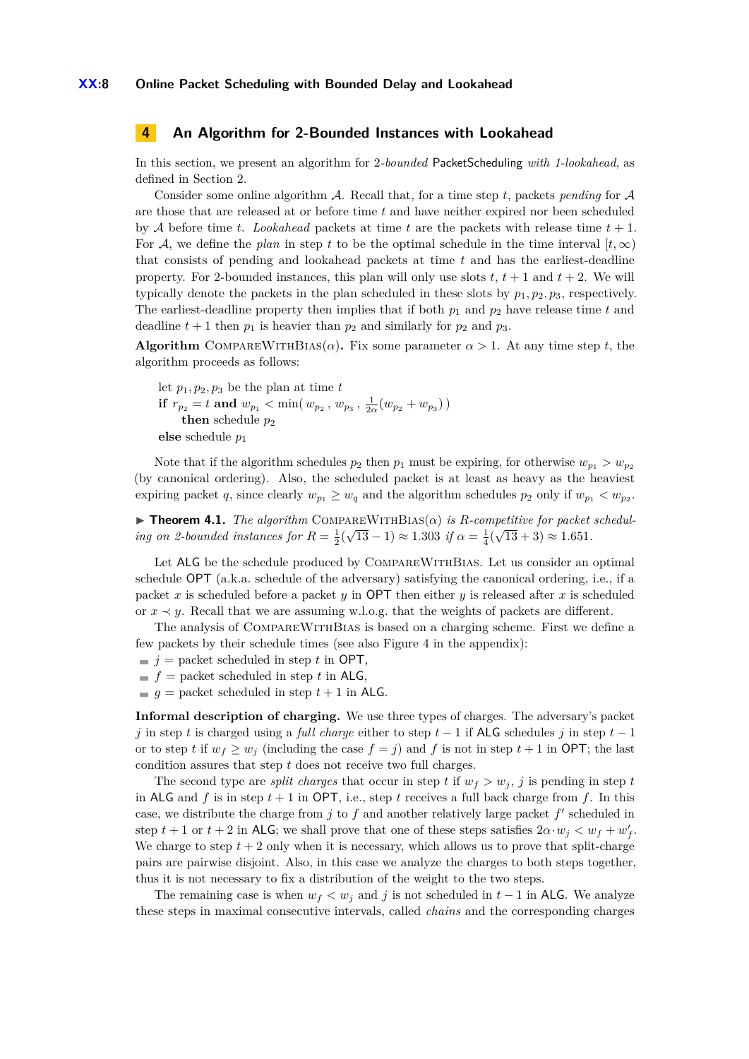## 4 An Algorithm for 2-Bounded Instances with Lookahead

In this section, we present an algorithm for 2-*bounded* PacketScheduling *with 1-lookahead*, as defined in Section 2.

Consider some online algorithm $\mathcal{A}$. Recall that, for a time step $t$, packets *pending* for $\mathcal{A}$ are those that are released at or before time $t$ and have neither expired nor been scheduled by $\mathcal{A}$ before time $t$. *Lookahead* packets at time $t$ are the packets with release time $t+1$. For $\mathcal{A}$, we define the *plan* in step $t$ to be the optimal schedule in the time interval $[t, \infty)$ that consists of pending and lookahead packets at time $t$ and has the earliest-deadline property. For 2-bounded instances, this plan will only use slots $t$, $t+1$ and $t+2$. We will typically denote the packets in the plan scheduled in these slots by $p_1, p_2, p_3$, respectively. The earliest-deadline property then implies that if both $p_1$ and $p_2$ have release time $t$ and deadline $t+1$ then $p_1$ is heavier than $p_2$ and similarly for $p_2$ and $p_3$.

**Algorithm** CompareWithBias($\alpha$)**.** Fix some parameter $\alpha > 1$. At any time step $t$, the algorithm proceeds as follows:

> let $p_1, p_2, p_3$ be the plan at time $t$
> **if** $r_{p_2} = t$ **and** $w_{p_1} < \min(\, w_{p_2} \,, \, w_{p_3} \,, \, \frac{1}{2\alpha}(w_{p_2} + w_{p_3})\,)$
> &nbsp;&nbsp;&nbsp;&nbsp;**then** schedule $p_2$
> **else** schedule $p_1$

Note that if the algorithm schedules $p_2$ then $p_1$ must be expiring, for otherwise $w_{p_1} > w_{p_2}$ (by canonical ordering). Also, the scheduled packet is at least as heavy as the heaviest expiring packet $q$, since clearly $w_{p_1} \geq w_q$ and the algorithm schedules $p_2$ only if $w_{p_1} < w_{p_2}$.

▶ **Theorem 4.1.** *The algorithm* CompareWithBias($\alpha$) *is $R$-competitive for packet scheduling on 2-bounded instances for $R = \frac{1}{2}(\sqrt{13} - 1) \approx 1.303$ if $\alpha = \frac{1}{4}(\sqrt{13} + 3) \approx 1.651$.*

Let ALG be the schedule produced by CompareWithBias. Let us consider an optimal schedule OPT (a.k.a. schedule of the adversary) satisfying the canonical ordering, i.e., if a packet $x$ is scheduled before a packet $y$ in OPT then either $y$ is released after $x$ is scheduled or $x \prec y$. Recall that we are assuming w.l.o.g. that the weights of packets are different.

The analysis of CompareWithBias is based on a charging scheme. First we define a few packets by their schedule times (see also Figure 4 in the appendix):

- $j$ = packet scheduled in step $t$ in OPT,
- $f$ = packet scheduled in step $t$ in ALG,
- $g$ = packet scheduled in step $t+1$ in ALG.

**Informal description of charging.** We use three types of charges. The adversary's packet $j$ in step $t$ is charged using a *full charge* either to step $t-1$ if ALG schedules $j$ in step $t-1$ or to step $t$ if $w_f \geq w_j$ (including the case $f = j$) and $f$ is not in step $t+1$ in OPT; the last condition assures that step $t$ does not receive two full charges.

The second type are *split charges* that occur in step $t$ if $w_f > w_j$, $j$ is pending in step $t$ in ALG and $f$ is in step $t+1$ in OPT, i.e., step $t$ receives a full back charge from $f$. In this case, we distribute the charge from $j$ to $f$ and another relatively large packet $f'$ scheduled in step $t+1$ or $t+2$ in ALG; we shall prove that one of these steps satisfies $2\alpha \cdot w_j < w_f + w'_f$. We charge to step $t+2$ only when it is necessary, which allows us to prove that split-charge pairs are pairwise disjoint. Also, in this case we analyze the charges to both steps together, thus it is not necessary to fix a distribution of the weight to the two steps.

The remaining case is when $w_f < w_j$ and $j$ is not scheduled in $t-1$ in ALG. We analyze these steps in maximal consecutive intervals, called *chains* and the corresponding charges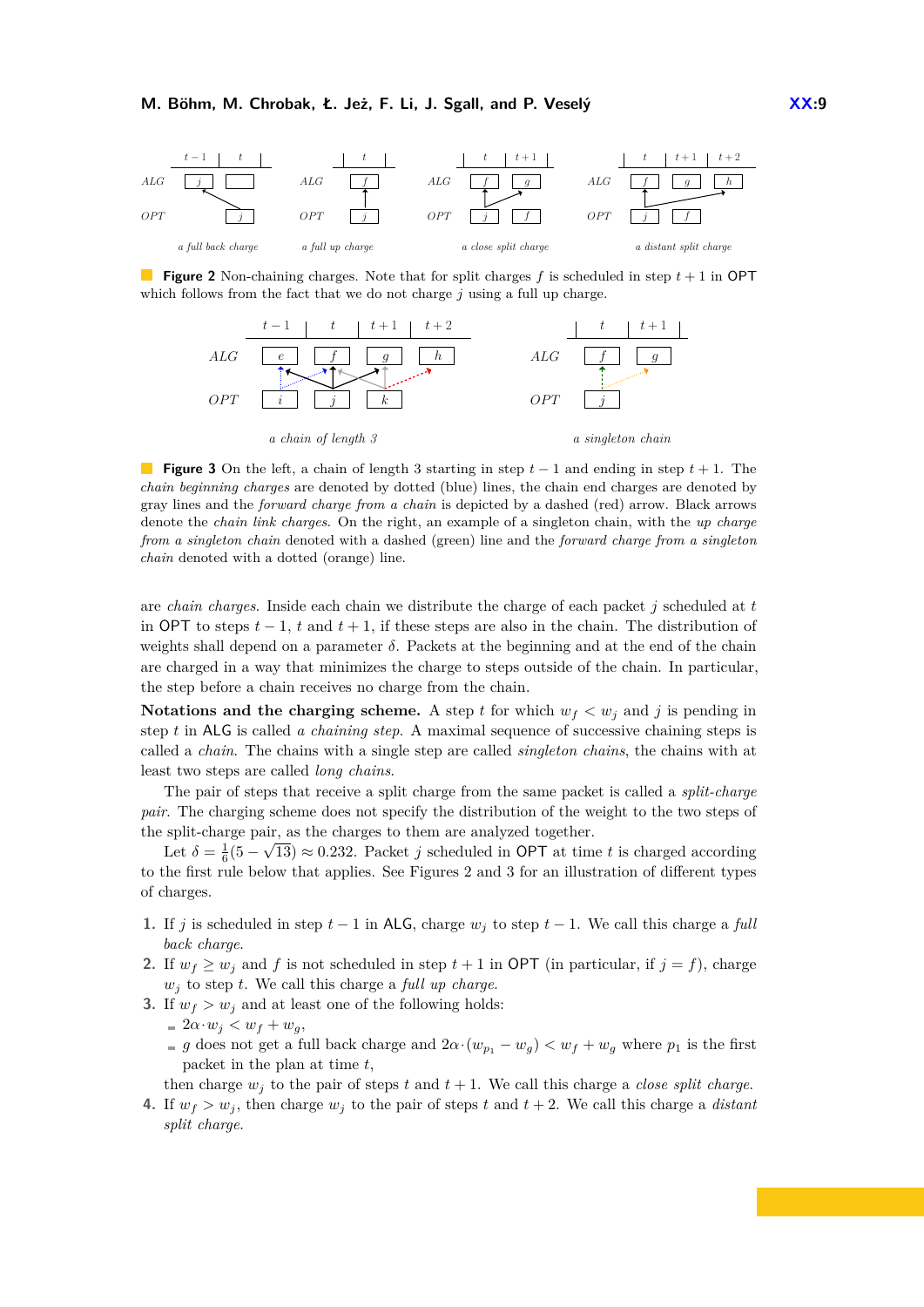**Figure 2** Non-chaining charges. Note that for split charges $f$ is scheduled in step $t+1$ in OPT which follows from the fact that we do not charge $j$ using a full up charge.

**Figure 3** On the left, a chain of length 3 starting in step $t-1$ and ending in step $t+1$. The *chain beginning charges* are denoted by dotted (blue) lines, the chain end charges are denoted by gray lines and the *forward charge from a chain* is depicted by a dashed (red) arrow. Black arrows denote the *chain link charges*. On the right, an example of a singleton chain, with the *up charge from a singleton chain* denoted with a dashed (green) line and the *forward charge from a singleton chain* denoted with a dotted (orange) line.

are *chain charges*. Inside each chain we distribute the charge of each packet $j$ scheduled at $t$ in OPT to steps $t-1$, $t$ and $t+1$, if these steps are also in the chain. The distribution of weights shall depend on a parameter $\delta$. Packets at the beginning and at the end of the chain are charged in a way that minimizes the charge to steps outside of the chain. In particular, the step before a chain receives no charge from the chain.

**Notations and the charging scheme.** A step $t$ for which $w_f < w_j$ and $j$ is pending in step $t$ in ALG is called *a chaining step*. A maximal sequence of successive chaining steps is called *a chain*. The chains with a single step are called *singleton chains*, the chains with at least two steps are called *long chains*.

The pair of steps that receive a split charge from the same packet is called a *split-charge pair*. The charging scheme does not specify the distribution of the weight to the two steps of the split-charge pair, as the charges to them are analyzed together.

Let $\delta = \frac{1}{6}(5 - \sqrt{13}) \approx 0.232$. Packet $j$ scheduled in OPT at time $t$ is charged according to the first rule below that applies. See Figures 2 and 3 for an illustration of different types of charges.

1. If $j$ is scheduled in step $t-1$ in ALG, charge $w_j$ to step $t-1$. We call this charge a *full back charge*.
2. If $w_f \geq w_j$ and $f$ is not scheduled in step $t+1$ in OPT (in particular, if $j = f$), charge $w_j$ to step $t$. We call this charge a *full up charge*.
3. If $w_f > w_j$ and at least one of the following holds:
   - $2\alpha \cdot w_j < w_f + w_g$,
   - $g$ does not get a full back charge and $2\alpha \cdot (w_{p_1} - w_g) < w_f + w_g$ where $p_1$ is the first packet in the plan at time $t$,

   then charge $w_j$ to the pair of steps $t$ and $t+1$. We call this charge a *close split charge*.
4. If $w_f > w_j$, then charge $w_j$ to the pair of steps $t$ and $t+2$. We call this charge a *distant split charge*.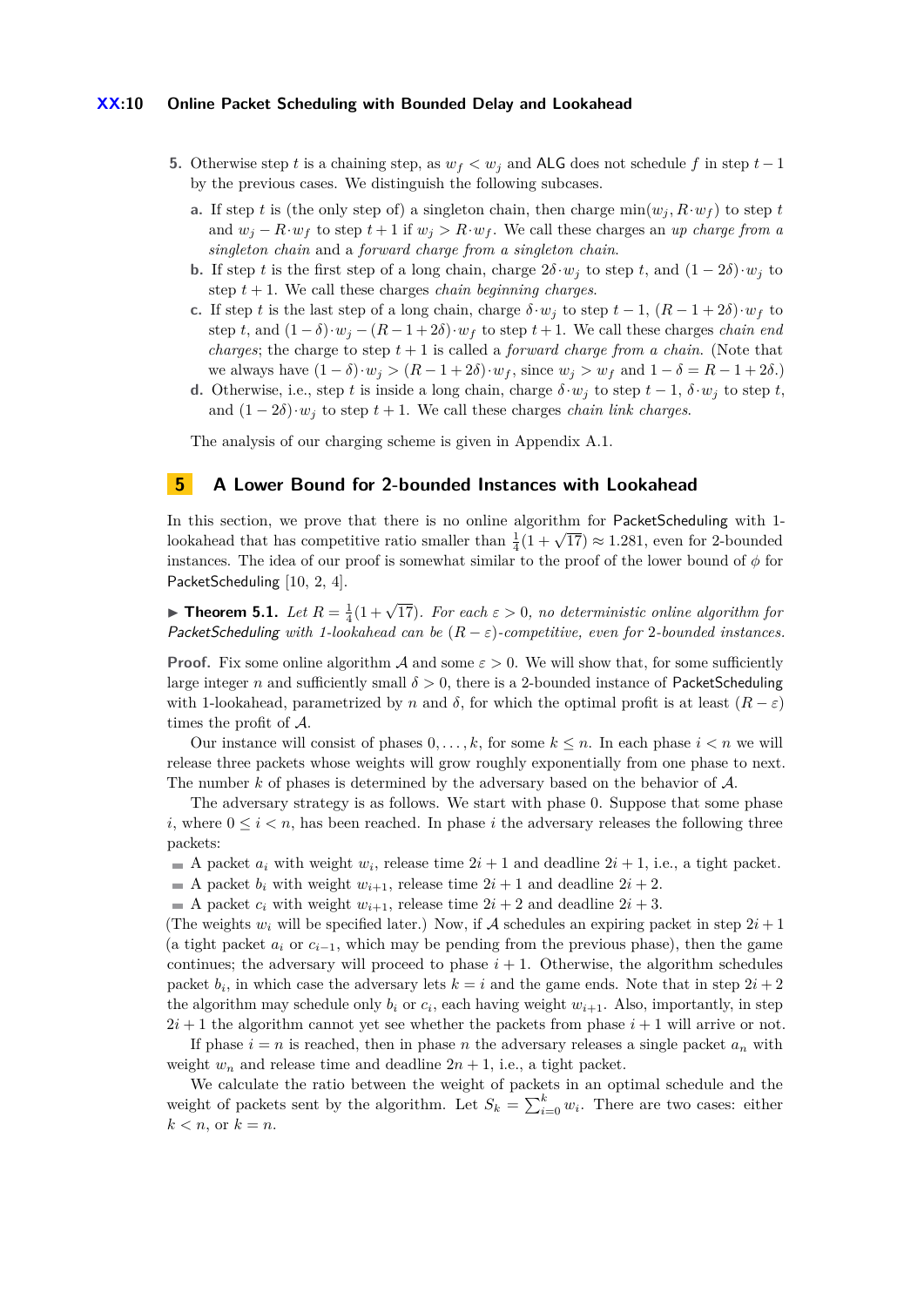5. Otherwise step $t$ is a chaining step, as $w_f < w_j$ and ALG does not schedule $f$ in step $t-1$ by the previous cases. We distinguish the following subcases.

   a. If step $t$ is (the only step of) a singleton chain, then charge $\min(w_j, R\cdot w_f)$ to step $t$ and $w_j - R\cdot w_f$ to step $t+1$ if $w_j > R\cdot w_f$. We call these charges an *up charge from a singleton chain* and a *forward charge from a singleton chain*.

   b. If step $t$ is the first step of a long chain, charge $2\delta\cdot w_j$ to step $t$, and $(1-2\delta)\cdot w_j$ to step $t+1$. We call these charges *chain beginning charges*.

   c. If step $t$ is the last step of a long chain, charge $\delta\cdot w_j$ to step $t-1$, $(R-1+2\delta)\cdot w_f$ to step $t$, and $(1-\delta)\cdot w_j - (R-1+2\delta)\cdot w_f$ to step $t+1$. We call these charges *chain end charges*; the charge to step $t+1$ is called a *forward charge from a chain*. (Note that we always have $(1-\delta)\cdot w_j > (R-1+2\delta)\cdot w_f$, since $w_j > w_f$ and $1-\delta = R-1+2\delta$.)

   d. Otherwise, i.e., step $t$ is inside a long chain, charge $\delta\cdot w_j$ to step $t-1$, $\delta\cdot w_j$ to step $t$, and $(1-2\delta)\cdot w_j$ to step $t+1$. We call these charges *chain link charges*.

The analysis of our charging scheme is given in Appendix A.1.

## 5 A Lower Bound for 2-bounded Instances with Lookahead

In this section, we prove that there is no online algorithm for PacketScheduling with 1-lookahead that has competitive ratio smaller than $\frac{1}{4}(1+\sqrt{17}) \approx 1.281$, even for 2-bounded instances. The idea of our proof is somewhat similar to the proof of the lower bound of $\phi$ for PacketScheduling [10, 2, 4].

▶ **Theorem 5.1.** *Let $R = \frac{1}{4}(1+\sqrt{17})$. For each $\varepsilon > 0$, no deterministic online algorithm for PacketScheduling with 1-lookahead can be $(R-\varepsilon)$-competitive, even for 2-bounded instances.*

**Proof.** Fix some online algorithm $\mathcal{A}$ and some $\varepsilon > 0$. We will show that, for some sufficiently large integer $n$ and sufficiently small $\delta > 0$, there is a 2-bounded instance of PacketScheduling with 1-lookahead, parametrized by $n$ and $\delta$, for which the optimal profit is at least $(R-\varepsilon)$ times the profit of $\mathcal{A}$.

Our instance will consist of phases $0, \dots, k$, for some $k \le n$. In each phase $i < n$ we will release three packets whose weights will grow roughly exponentially from one phase to next. The number $k$ of phases is determined by the adversary based on the behavior of $\mathcal{A}$.

The adversary strategy is as follows. We start with phase 0. Suppose that some phase $i$, where $0 \le i < n$, has been reached. In phase $i$ the adversary releases the following three packets:

- A packet $a_i$ with weight $w_i$, release time $2i+1$ and deadline $2i+1$, i.e., a tight packet.
- A packet $b_i$ with weight $w_{i+1}$, release time $2i+1$ and deadline $2i+2$.
- A packet $c_i$ with weight $w_{i+1}$, release time $2i+2$ and deadline $2i+3$.

(The weights $w_i$ will be specified later.) Now, if $\mathcal{A}$ schedules an expiring packet in step $2i+1$ (a tight packet $a_i$ or $c_{i-1}$, which may be pending from the previous phase), then the game continues; the adversary will proceed to phase $i+1$. Otherwise, the algorithm schedules packet $b_i$, in which case the adversary lets $k = i$ and the game ends. Note that in step $2i+2$ the algorithm may schedule only $b_i$ or $c_i$, each having weight $w_{i+1}$. Also, importantly, in step $2i+1$ the algorithm cannot yet see whether the packets from phase $i+1$ will arrive or not.

If phase $i = n$ is reached, then in phase $n$ the adversary releases a single packet $a_n$ with weight $w_n$ and release time and deadline $2n+1$, i.e., a tight packet.

We calculate the ratio between the weight of packets in an optimal schedule and the weight of packets sent by the algorithm. Let $S_k = \sum_{i=0}^{k} w_i$. There are two cases: either $k < n$, or $k = n$.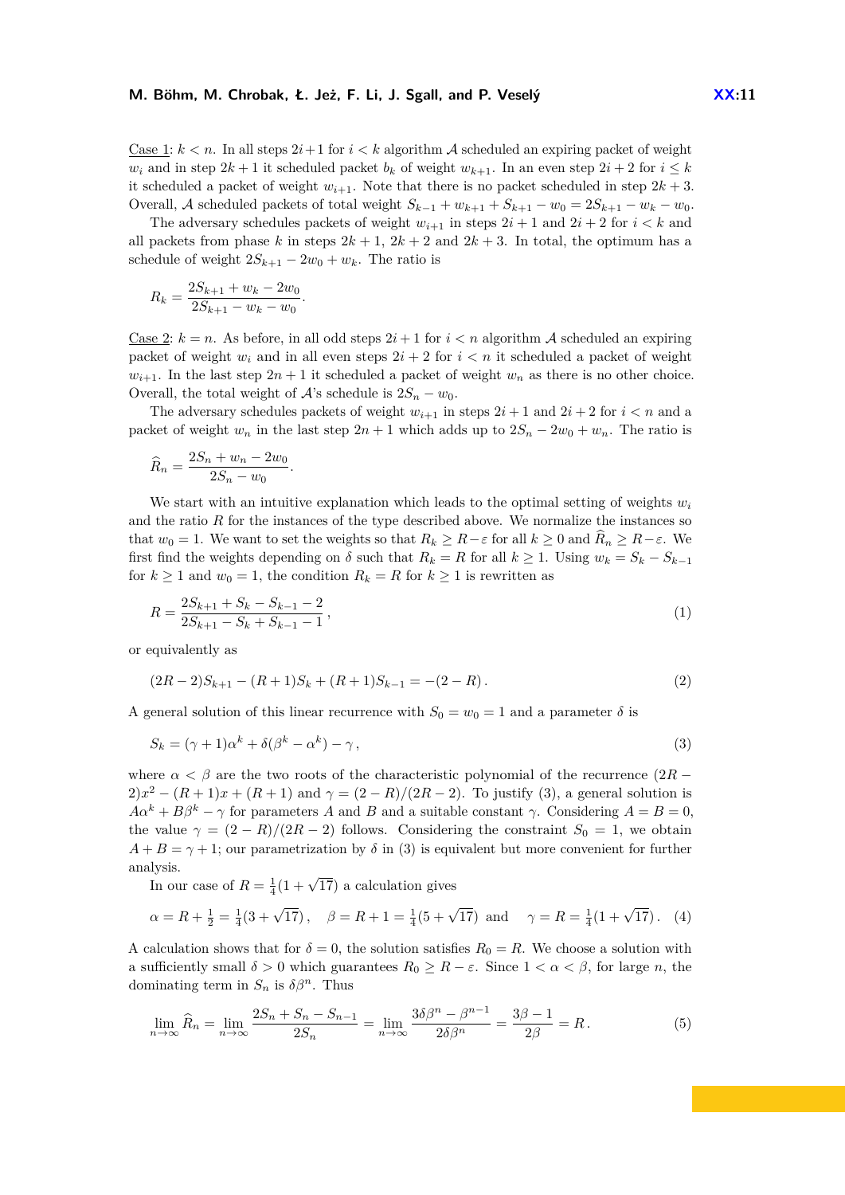Case 1: $k < n$. In all steps $2i+1$ for $i < k$ algorithm $\mathcal{A}$ scheduled an expiring packet of weight $w_i$ and in step $2k+1$ it scheduled packet $b_k$ of weight $w_{k+1}$. In an even step $2i+2$ for $i \le k$ it scheduled a packet of weight $w_{i+1}$. Note that there is no packet scheduled in step $2k+3$. Overall, $\mathcal{A}$ scheduled packets of total weight $S_{k-1} + w_{k+1} + S_{k+1} - w_0 = 2S_{k+1} - w_k - w_0$.

The adversary schedules packets of weight $w_{i+1}$ in steps $2i+1$ and $2i+2$ for $i < k$ and all packets from phase $k$ in steps $2k+1$, $2k+2$ and $2k+3$. In total, the optimum has a schedule of weight $2S_{k+1} - 2w_0 + w_k$. The ratio is

$$R_k = \frac{2S_{k+1} + w_k - 2w_0}{2S_{k+1} - w_k - w_0}.$$

Case 2: $k = n$. As before, in all odd steps $2i+1$ for $i < n$ algorithm $\mathcal{A}$ scheduled an expiring packet of weight $w_i$ and in all even steps $2i+2$ for $i < n$ it scheduled a packet of weight $w_{i+1}$. In the last step $2n+1$ it scheduled a packet of weight $w_n$ as there is no other choice. Overall, the total weight of $\mathcal{A}$'s schedule is $2S_n - w_0$.

The adversary schedules packets of weight $w_{i+1}$ in steps $2i+1$ and $2i+2$ for $i < n$ and a packet of weight $w_n$ in the last step $2n+1$ which adds up to $2S_n - 2w_0 + w_n$. The ratio is

$$\widehat{R}_n = \frac{2S_n + w_n - 2w_0}{2S_n - w_0}.$$

We start with an intuitive explanation which leads to the optimal setting of weights $w_i$ and the ratio $R$ for the instances of the type described above. We normalize the instances so that $w_0 = 1$. We want to set the weights so that $R_k \ge R - \varepsilon$ for all $k \ge 0$ and $\widehat{R}_n \ge R - \varepsilon$. We first find the weights depending on $\delta$ such that $R_k = R$ for all $k \ge 1$. Using $w_k = S_k - S_{k-1}$ for $k \ge 1$ and $w_0 = 1$, the condition $R_k = R$ for $k \ge 1$ is rewritten as

$$R = \frac{2S_{k+1} + S_k - S_{k-1} - 2}{2S_{k+1} - S_k + S_{k-1} - 1}\,, \tag{1}$$

or equivalently as

$$(2R-2)S_{k+1} - (R+1)S_k + (R+1)S_{k-1} = -(2-R)\,. \tag{2}$$

A general solution of this linear recurrence with $S_0 = w_0 = 1$ and a parameter $\delta$ is

$$S_k = (\gamma+1)\alpha^k + \delta(\beta^k - \alpha^k) - \gamma\,, \tag{3}$$

where $\alpha < \beta$ are the two roots of the characteristic polynomial of the recurrence $(2R-2)x^2 - (R+1)x + (R+1)$ and $\gamma = (2-R)/(2R-2)$. To justify (3), a general solution is $A\alpha^k + B\beta^k - \gamma$ for parameters $A$ and $B$ and a suitable constant $\gamma$. Considering $A = B = 0$, the value $\gamma = (2-R)/(2R-2)$ follows. Considering the constraint $S_0 = 1$, we obtain $A + B = \gamma + 1$; our parametrization by $\delta$ in (3) is equivalent but more convenient for further analysis.

In our case of $R = \frac{1}{4}(1+\sqrt{17})$ a calculation gives

$$\alpha = R + \tfrac{1}{2} = \tfrac{1}{4}(3+\sqrt{17})\,, \quad \beta = R + 1 = \tfrac{1}{4}(5+\sqrt{17}) \ \text{ and } \quad \gamma = R = \tfrac{1}{4}(1+\sqrt{17})\,. \tag{4}$$

A calculation shows that for $\delta = 0$, the solution satisfies $R_0 = R$. We choose a solution with a sufficiently small $\delta > 0$ which guarantees $R_0 \ge R - \varepsilon$. Since $1 < \alpha < \beta$, for large $n$, the dominating term in $S_n$ is $\delta\beta^n$. Thus

$$\lim_{n\to\infty} \widehat{R}_n = \lim_{n\to\infty} \frac{2S_n + S_n - S_{n-1}}{2S_n} = \lim_{n\to\infty} \frac{3\delta\beta^n - \beta^{n-1}}{2\delta\beta^n} = \frac{3\beta - 1}{2\beta} = R\,. \tag{5}$$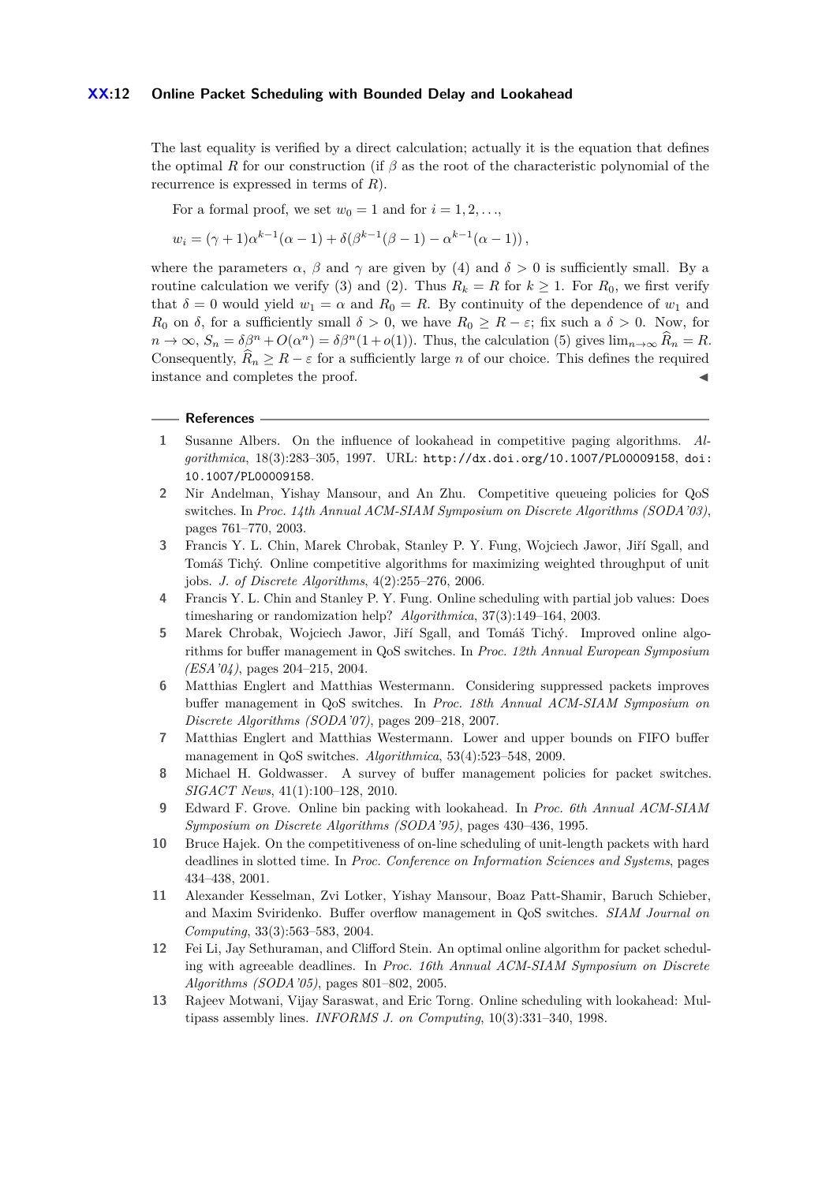The last equality is verified by a direct calculation; actually it is the equation that defines the optimal $R$ for our construction (if $\beta$ as the root of the characteristic polynomial of the recurrence is expressed in terms of $R$).

For a formal proof, we set $w_0 = 1$ and for $i = 1, 2, \ldots$,

$$w_i = (\gamma + 1)\alpha^{k-1}(\alpha - 1) + \delta(\beta^{k-1}(\beta - 1) - \alpha^{k-1}(\alpha - 1)),$$

where the parameters $\alpha$, $\beta$ and $\gamma$ are given by (4) and $\delta > 0$ is sufficiently small. By a routine calculation we verify (3) and (2). Thus $R_k = R$ for $k \geq 1$. For $R_0$, we first verify that $\delta = 0$ would yield $w_1 = \alpha$ and $R_0 = R$. By continuity of the dependence of $w_1$ and $R_0$ on $\delta$, for a sufficiently small $\delta > 0$, we have $R_0 \geq R - \varepsilon$; fix such a $\delta > 0$. Now, for $n \to \infty$, $S_n = \delta\beta^n + O(\alpha^n) = \delta\beta^n(1 + o(1))$. Thus, the calculation (5) gives $\lim_{n\to\infty} \widehat{R}_n = R$. Consequently, $\widehat{R}_n \geq R - \varepsilon$ for a sufficiently large $n$ of our choice. This defines the required instance and completes the proof. ◀

## References

1. Susanne Albers. On the influence of lookahead in competitive paging algorithms. *Algorithmica*, 18(3):283–305, 1997. URL: http://dx.doi.org/10.1007/PL00009158, doi:10.1007/PL00009158.
2. Nir Andelman, Yishay Mansour, and An Zhu. Competitive queueing policies for QoS switches. In *Proc. 14th Annual ACM-SIAM Symposium on Discrete Algorithms (SODA'03)*, pages 761–770, 2003.
3. Francis Y. L. Chin, Marek Chrobak, Stanley P. Y. Fung, Wojciech Jawor, Jiří Sgall, and Tomáš Tichý. Online competitive algorithms for maximizing weighted throughput of unit jobs. *J. of Discrete Algorithms*, 4(2):255–276, 2006.
4. Francis Y. L. Chin and Stanley P. Y. Fung. Online scheduling with partial job values: Does timesharing or randomization help? *Algorithmica*, 37(3):149–164, 2003.
5. Marek Chrobak, Wojciech Jawor, Jiří Sgall, and Tomáš Tichý. Improved online algorithms for buffer management in QoS switches. In *Proc. 12th Annual European Symposium (ESA'04)*, pages 204–215, 2004.
6. Matthias Englert and Matthias Westermann. Considering suppressed packets improves buffer management in QoS switches. In *Proc. 18th Annual ACM-SIAM Symposium on Discrete Algorithms (SODA'07)*, pages 209–218, 2007.
7. Matthias Englert and Matthias Westermann. Lower and upper bounds on FIFO buffer management in QoS switches. *Algorithmica*, 53(4):523–548, 2009.
8. Michael H. Goldwasser. A survey of buffer management policies for packet switches. *SIGACT News*, 41(1):100–128, 2010.
9. Edward F. Grove. Online bin packing with lookahead. In *Proc. 6th Annual ACM-SIAM Symposium on Discrete Algorithms (SODA'95)*, pages 430–436, 1995.
10. Bruce Hajek. On the competitiveness of on-line scheduling of unit-length packets with hard deadlines in slotted time. In *Proc. Conference on Information Sciences and Systems*, pages 434–438, 2001.
11. Alexander Kesselman, Zvi Lotker, Yishay Mansour, Boaz Patt-Shamir, Baruch Schieber, and Maxim Sviridenko. Buffer overflow management in QoS switches. *SIAM Journal on Computing*, 33(3):563–583, 2004.
12. Fei Li, Jay Sethuraman, and Clifford Stein. An optimal online algorithm for packet scheduling with agreeable deadlines. In *Proc. 16th Annual ACM-SIAM Symposium on Discrete Algorithms (SODA'05)*, pages 801–802, 2005.
13. Rajeev Motwani, Vijay Saraswat, and Eric Torng. Online scheduling with lookahead: Multipass assembly lines. *INFORMS J. on Computing*, 10(3):331–340, 1998.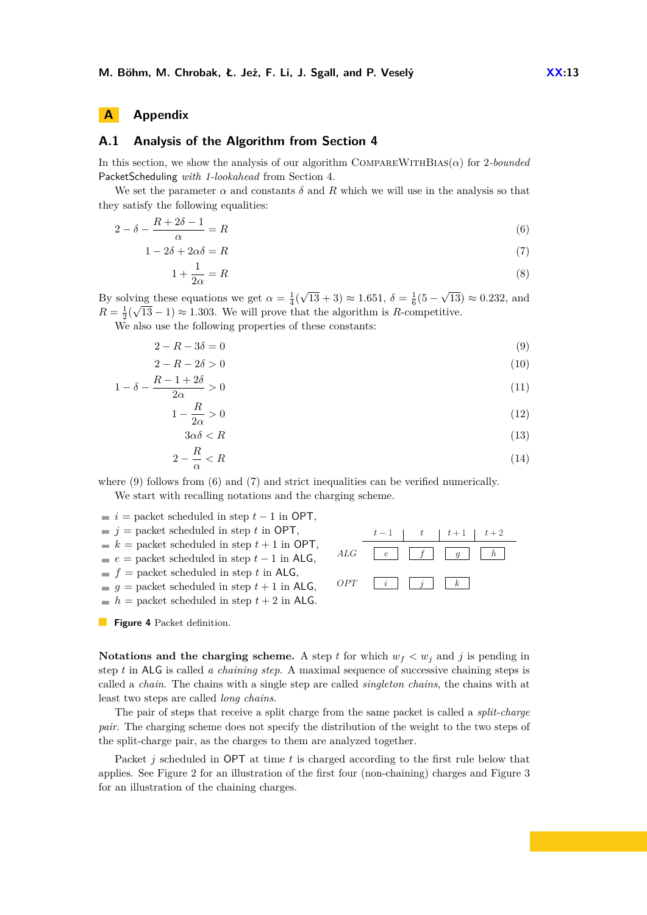# A Appendix

## A.1 Analysis of the Algorithm from Section 4

In this section, we show the analysis of our algorithm CompareWithBias($\alpha$) for 2-*bounded* PacketScheduling *with 1-lookahead* from Section 4.

We set the parameter $\alpha$ and constants $\delta$ and $R$ which we will use in the analysis so that they satisfy the following equalities:

$$2 - \delta - \frac{R + 2\delta - 1}{\alpha} = R \tag{6}$$

$$1 - 2\delta + 2\alpha\delta = R \tag{7}$$

$$1 + \frac{1}{2\alpha} = R \tag{8}$$

By solving these equations we get $\alpha = \frac{1}{4}(\sqrt{13} + 3) \approx 1.651$, $\delta = \frac{1}{6}(5 - \sqrt{13}) \approx 0.232$, and $R = \frac{1}{2}(\sqrt{13} - 1) \approx 1.303$. We will prove that the algorithm is $R$-competitive.

We also use the following properties of these constants:

$$2 - R - 3\delta = 0 \tag{9}$$

$$2 - R - 2\delta > 0 \tag{10}$$

$$1 - \delta - \frac{R - 1 + 2\delta}{2\alpha} > 0 \tag{11}$$

$$1 - \frac{R}{2\alpha} > 0 \tag{12}$$

$$3\alpha\delta < R \tag{13}$$

$$2 - \frac{R}{\alpha} < R \tag{14}$$

where (9) follows from (6) and (7) and strict inequalities can be verified numerically.

We start with recalling notations and the charging scheme.

- $i$ = packet scheduled in step $t-1$ in OPT,
- $j$ = packet scheduled in step $t$ in OPT,
- $k$ = packet scheduled in step $t+1$ in OPT,
- $e$ = packet scheduled in step $t-1$ in ALG,
- $f$ = packet scheduled in step $t$ in ALG,
- $g$ = packet scheduled in step $t+1$ in ALG,
- $h$ = packet scheduled in step $t+2$ in ALG.

| | $t-1$ | $t$ | $t+1$ | $t+2$ |
|---|---|---|---|---|
| *ALG* | $e$ | $f$ | $g$ | $h$ |
| *OPT* | $i$ | $j$ | $k$ | |

**Figure 4** Packet definition.

**Notations and the charging scheme.** A step $t$ for which $w_f < w_j$ and $j$ is pending in step $t$ in ALG is called *a chaining step*. A maximal sequence of successive chaining steps is called a *chain*. The chains with a single step are called *singleton chains*, the chains with at least two steps are called *long chains*.

The pair of steps that receive a split charge from the same packet is called a *split-charge pair*. The charging scheme does not specify the distribution of the weight to the two steps of the split-charge pair, as the charges to them are analyzed together.

Packet $j$ scheduled in OPT at time $t$ is charged according to the first rule below that applies. See Figure 2 for an illustration of the first four (non-chaining) charges and Figure 3 for an illustration of the chaining charges.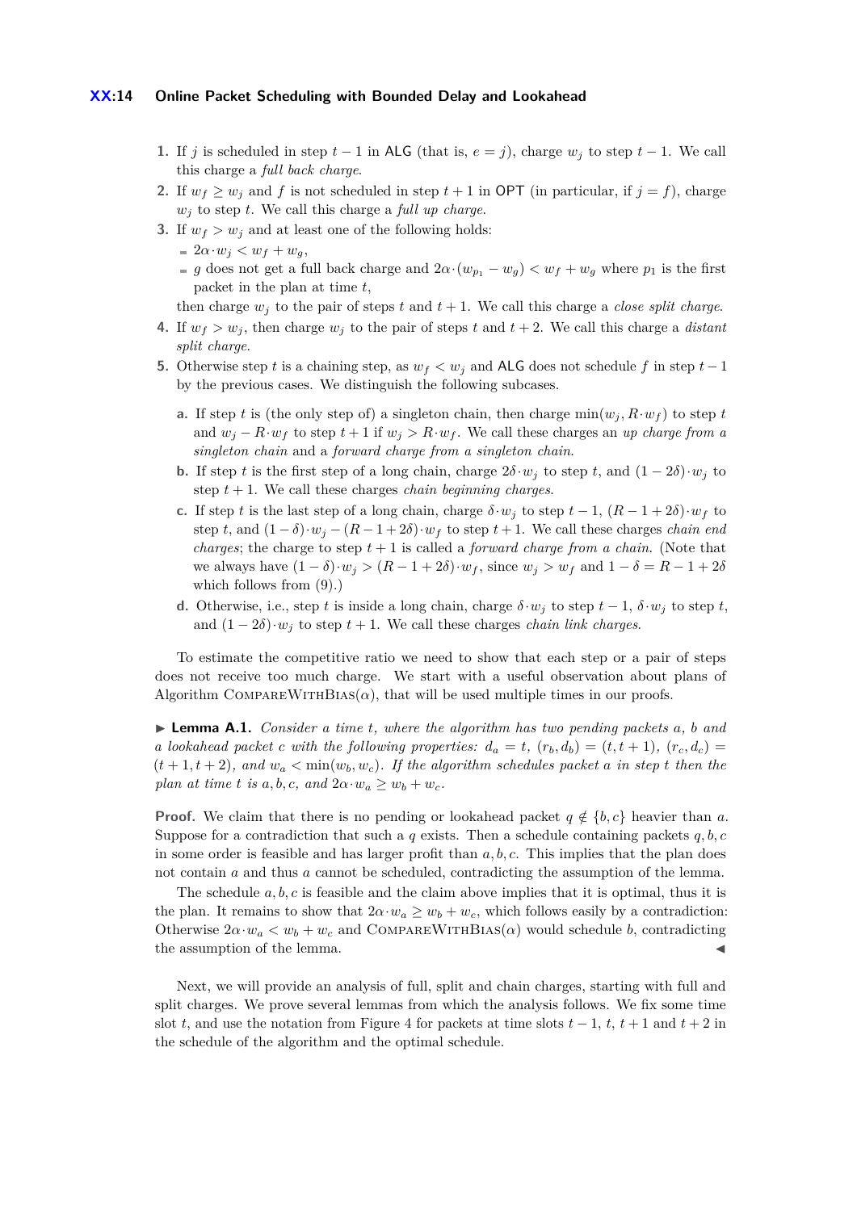1. If $j$ is scheduled in step $t-1$ in ALG (that is, $e = j$), charge $w_j$ to step $t-1$. We call this charge a *full back charge*.
2. If $w_f \geq w_j$ and $f$ is not scheduled in step $t+1$ in OPT (in particular, if $j = f$), charge $w_j$ to step $t$. We call this charge a *full up charge*.
3. If $w_f > w_j$ and at least one of the following holds:
   - $2\alpha \cdot w_j < w_f + w_g$,
   - $g$ does not get a full back charge and $2\alpha \cdot (w_{p_1} - w_g) < w_f + w_g$ where $p_1$ is the first packet in the plan at time $t$,

   then charge $w_j$ to the pair of steps $t$ and $t+1$. We call this charge a *close split charge*.
4. If $w_f > w_j$, then charge $w_j$ to the pair of steps $t$ and $t+2$. We call this charge a *distant split charge*.
5. Otherwise step $t$ is a chaining step, as $w_f < w_j$ and ALG does not schedule $f$ in step $t-1$ by the previous cases. We distinguish the following subcases.
   - **a.** If step $t$ is (the only step of) a singleton chain, then charge $\min(w_j, R \cdot w_f)$ to step $t$ and $w_j - R \cdot w_f$ to step $t+1$ if $w_j > R \cdot w_f$. We call these charges an *up charge from a singleton chain* and a *forward charge from a singleton chain*.
   - **b.** If step $t$ is the first step of a long chain, charge $2\delta \cdot w_j$ to step $t$, and $(1-2\delta) \cdot w_j$ to step $t+1$. We call these charges *chain beginning charges*.
   - **c.** If step $t$ is the last step of a long chain, charge $\delta \cdot w_j$ to step $t-1$, $(R-1+2\delta) \cdot w_f$ to step $t$, and $(1-\delta) \cdot w_j - (R-1+2\delta) \cdot w_f$ to step $t+1$. We call these charges *chain end charges*; the charge to step $t+1$ is called a *forward charge from a chain*. (Note that we always have $(1-\delta) \cdot w_j > (R-1+2\delta) \cdot w_f$, since $w_j > w_f$ and $1-\delta = R-1+2\delta$ which follows from (9).)
   - **d.** Otherwise, i.e., step $t$ is inside a long chain, charge $\delta \cdot w_j$ to step $t-1$, $\delta \cdot w_j$ to step $t$, and $(1-2\delta) \cdot w_j$ to step $t+1$. We call these charges *chain link charges*.

To estimate the competitive ratio we need to show that each step or a pair of steps does not receive too much charge. We start with a useful observation about plans of Algorithm CompareWithBias($\alpha$), that will be used multiple times in our proofs.

**Lemma A.1.** *Consider a time $t$, where the algorithm has two pending packets $a$, $b$ and a lookahead packet $c$ with the following properties: $d_a = t$, $(r_b, d_b) = (t, t+1)$, $(r_c, d_c) = (t+1, t+2)$, and $w_a < \min(w_b, w_c)$. If the algorithm schedules packet $a$ in step $t$ then the plan at time $t$ is $a, b, c$, and $2\alpha \cdot w_a \geq w_b + w_c$.*

**Proof.** We claim that there is no pending or lookahead packet $q \notin \{b, c\}$ heavier than $a$. Suppose for a contradiction that such a $q$ exists. Then a schedule containing packets $q, b, c$ in some order is feasible and has larger profit than $a, b, c$. This implies that the plan does not contain $a$ and thus $a$ cannot be scheduled, contradicting the assumption of the lemma.

The schedule $a, b, c$ is feasible and the claim above implies that it is optimal, thus it is the plan. It remains to show that $2\alpha \cdot w_a \geq w_b + w_c$, which follows easily by a contradiction: Otherwise $2\alpha \cdot w_a < w_b + w_c$ and CompareWithBias($\alpha$) would schedule $b$, contradicting the assumption of the lemma. ◀

Next, we will provide an analysis of full, split and chain charges, starting with full and split charges. We prove several lemmas from which the analysis follows. We fix some time slot $t$, and use the notation from Figure 4 for packets at time slots $t-1$, $t$, $t+1$ and $t+2$ in the schedule of the algorithm and the optimal schedule.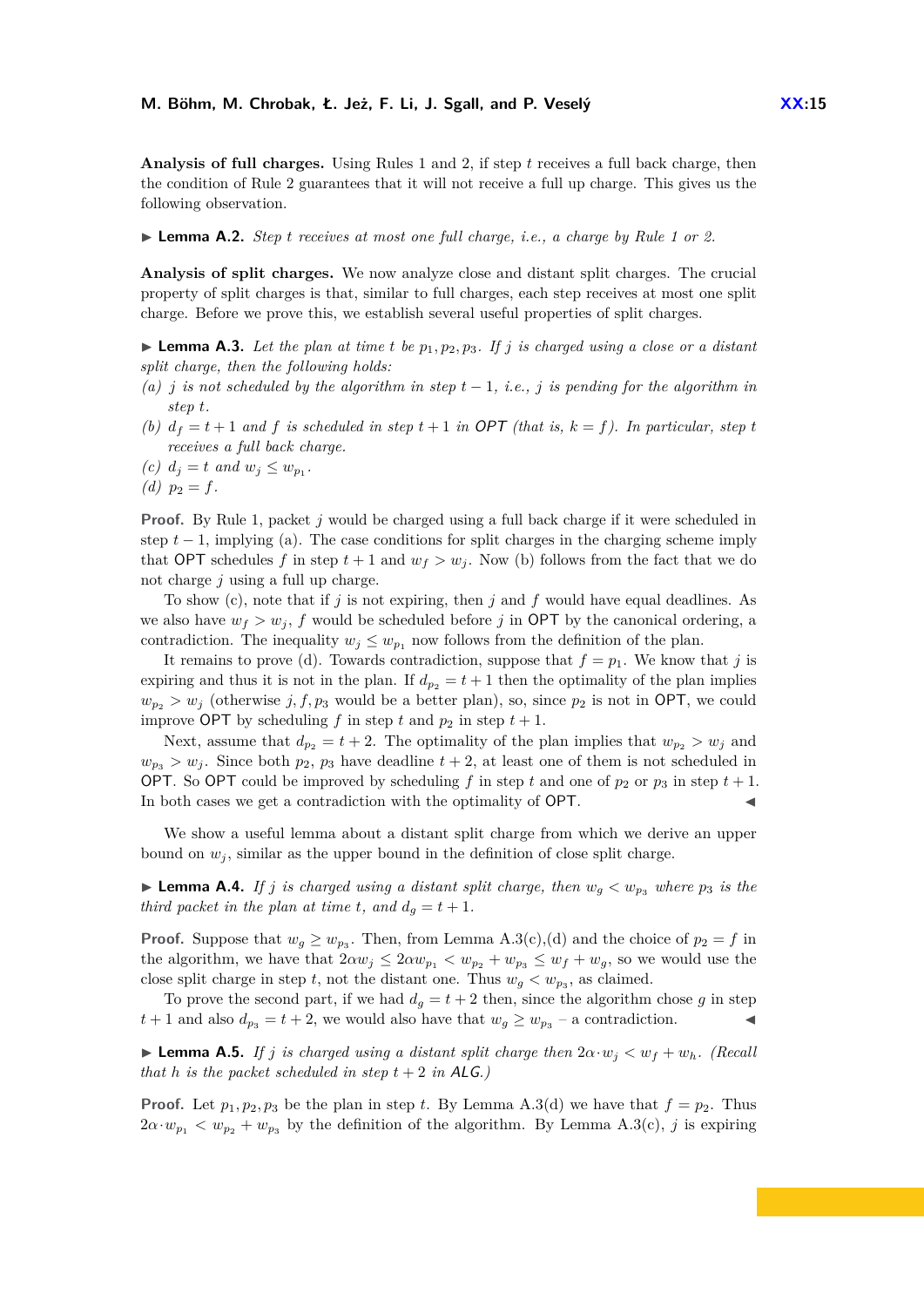**Analysis of full charges.** Using Rules 1 and 2, if step $t$ receives a full back charge, then the condition of Rule 2 guarantees that it will not receive a full up charge. This gives us the following observation.

▶ **Lemma A.2.** *Step $t$ receives at most one full charge, i.e., a charge by Rule 1 or 2.*

**Analysis of split charges.** We now analyze close and distant split charges. The crucial property of split charges is that, similar to full charges, each step receives at most one split charge. Before we prove this, we establish several useful properties of split charges.

▶ **Lemma A.3.** *Let the plan at time $t$ be $p_1, p_2, p_3$. If $j$ is charged using a close or a distant split charge, then the following holds:*

*(a) $j$ is not scheduled by the algorithm in step $t-1$, i.e., $j$ is pending for the algorithm in step $t$.*

*(b) $d_f = t+1$ and $f$ is scheduled in step $t+1$ in OPT (that is, $k = f$). In particular, step $t$ receives a full back charge.*

*(c) $d_j = t$ and $w_j \le w_{p_1}$.*

*(d) $p_2 = f$.*

**Proof.** By Rule 1, packet $j$ would be charged using a full back charge if it were scheduled in step $t-1$, implying (a). The case conditions for split charges in the charging scheme imply that OPT schedules $f$ in step $t+1$ and $w_f > w_j$. Now (b) follows from the fact that we do not charge $j$ using a full up charge.

To show (c), note that if $j$ is not expiring, then $j$ and $f$ would have equal deadlines. As we also have $w_f > w_j$, $f$ would be scheduled before $j$ in OPT by the canonical ordering, a contradiction. The inequality $w_j \le w_{p_1}$ now follows from the definition of the plan.

It remains to prove (d). Towards contradiction, suppose that $f = p_1$. We know that $j$ is expiring and thus it is not in the plan. If $d_{p_2} = t+1$ then the optimality of the plan implies $w_{p_2} > w_j$ (otherwise $j, f, p_3$ would be a better plan), so, since $p_2$ is not in OPT, we could improve OPT by scheduling $f$ in step $t$ and $p_2$ in step $t+1$.

Next, assume that $d_{p_2} = t+2$. The optimality of the plan implies that $w_{p_2} > w_j$ and $w_{p_3} > w_j$. Since both $p_2$, $p_3$ have deadline $t+2$, at least one of them is not scheduled in OPT. So OPT could be improved by scheduling $f$ in step $t$ and one of $p_2$ or $p_3$ in step $t+1$. In both cases we get a contradiction with the optimality of OPT. ◀

We show a useful lemma about a distant split charge from which we derive an upper bound on $w_j$, similar as the upper bound in the definition of close split charge.

▶ **Lemma A.4.** *If $j$ is charged using a distant split charge, then $w_g < w_{p_3}$ where $p_3$ is the third packet in the plan at time $t$, and $d_g = t+1$.*

**Proof.** Suppose that $w_g \ge w_{p_3}$. Then, from Lemma A.3(c),(d) and the choice of $p_2 = f$ in the algorithm, we have that $2\alpha w_j \le 2\alpha w_{p_1} < w_{p_2} + w_{p_3} \le w_f + w_g$, so we would use the close split charge in step $t$, not the distant one. Thus $w_g < w_{p_3}$, as claimed.

To prove the second part, if we had $d_g = t+2$ then, since the algorithm chose $g$ in step $t+1$ and also $d_{p_3} = t+2$, we would also have that $w_g \ge w_{p_3}$ – a contradiction. ◀

▶ **Lemma A.5.** *If $j$ is charged using a distant split charge then $2\alpha \cdot w_j < w_f + w_h$. (Recall that $h$ is the packet scheduled in step $t+2$ in ALG.)*

**Proof.** Let $p_1, p_2, p_3$ be the plan in step $t$. By Lemma A.3(d) we have that $f = p_2$. Thus $2\alpha \cdot w_{p_1} < w_{p_2} + w_{p_3}$ by the definition of the algorithm. By Lemma A.3(c), $j$ is expiring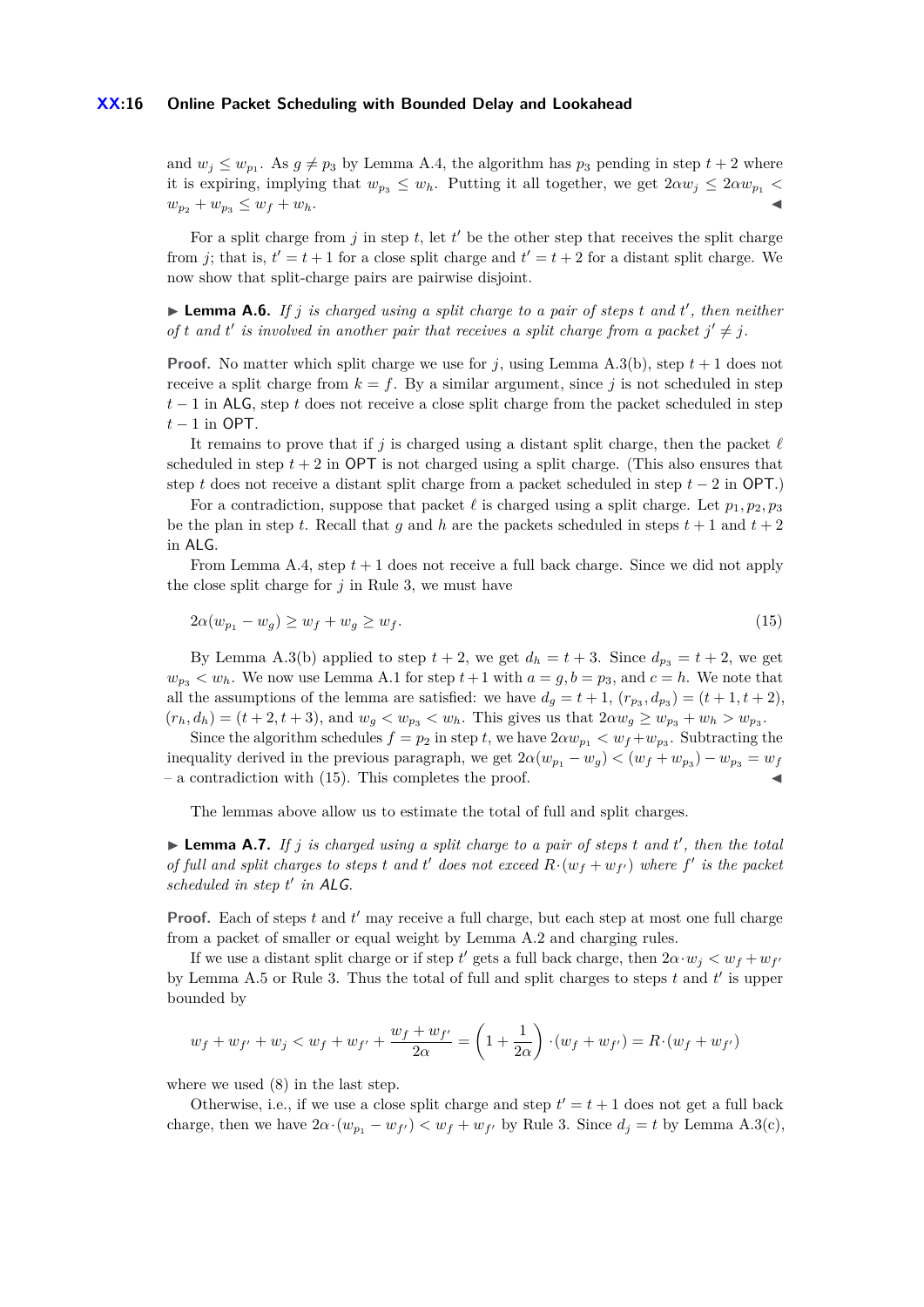and $w_j \leq w_{p_1}$. As $g \neq p_3$ by Lemma A.4, the algorithm has $p_3$ pending in step $t+2$ where it is expiring, implying that $w_{p_3} \leq w_h$. Putting it all together, we get $2\alpha w_j \leq 2\alpha w_{p_1} < w_{p_2} + w_{p_3} \leq w_f + w_h$. ◀

For a split charge from $j$ in step $t$, let $t'$ be the other step that receives the split charge from $j$; that is, $t' = t+1$ for a close split charge and $t' = t+2$ for a distant split charge. We now show that split-charge pairs are pairwise disjoint.

▶ **Lemma A.6.** *If $j$ is charged using a split charge to a pair of steps $t$ and $t'$, then neither of $t$ and $t'$ is involved in another pair that receives a split charge from a packet $j' \neq j$.*

**Proof.** No matter which split charge we use for $j$, using Lemma A.3(b), step $t+1$ does not receive a split charge from $k = f$. By a similar argument, since $j$ is not scheduled in step $t-1$ in ALG, step $t$ does not receive a close split charge from the packet scheduled in step $t-1$ in OPT.

It remains to prove that if $j$ is charged using a distant split charge, then the packet $\ell$ scheduled in step $t+2$ in OPT is not charged using a split charge. (This also ensures that step $t$ does not receive a distant split charge from a packet scheduled in step $t-2$ in OPT.)

For a contradiction, suppose that packet $\ell$ is charged using a split charge. Let $p_1, p_2, p_3$ be the plan in step $t$. Recall that $g$ and $h$ are the packets scheduled in steps $t+1$ and $t+2$ in ALG.

From Lemma A.4, step $t+1$ does not receive a full back charge. Since we did not apply the close split charge for $j$ in Rule 3, we must have

$$2\alpha(w_{p_1} - w_g) \geq w_f + w_g \geq w_f. \tag{15}$$

By Lemma A.3(b) applied to step $t+2$, we get $d_h = t+3$. Since $d_{p_3} = t+2$, we get $w_{p_3} < w_h$. We now use Lemma A.1 for step $t+1$ with $a = g, b = p_3$, and $c = h$. We note that all the assumptions of the lemma are satisfied: we have $d_g = t+1$, $(r_{p_3}, d_{p_3}) = (t+1, t+2)$, $(r_h, d_h) = (t+2, t+3)$, and $w_g < w_{p_3} < w_h$. This gives us that $2\alpha w_g \geq w_{p_3} + w_h > w_{p_3}$.

Since the algorithm schedules $f = p_2$ in step $t$, we have $2\alpha w_{p_1} < w_f + w_{p_3}$. Subtracting the inequality derived in the previous paragraph, we get $2\alpha(w_{p_1} - w_g) < (w_f + w_{p_3}) - w_{p_3} = w_f$ – a contradiction with (15). This completes the proof. ◀

The lemmas above allow us to estimate the total of full and split charges.

▶ **Lemma A.7.** *If $j$ is charged using a split charge to a pair of steps $t$ and $t'$, then the total of full and split charges to steps $t$ and $t'$ does not exceed $R \cdot (w_f + w_{f'})$ where $f'$ is the packet scheduled in step $t'$ in ALG.*

**Proof.** Each of steps $t$ and $t'$ may receive a full charge, but each step at most one full charge from a packet of smaller or equal weight by Lemma A.2 and charging rules.

If we use a distant split charge or if step $t'$ gets a full back charge, then $2\alpha \cdot w_j < w_f + w_{f'}$ by Lemma A.5 or Rule 3. Thus the total of full and split charges to steps $t$ and $t'$ is upper bounded by

$$w_f + w_{f'} + w_j < w_f + w_{f'} + \frac{w_f + w_{f'}}{2\alpha} = \left(1 + \frac{1}{2\alpha}\right) \cdot (w_f + w_{f'}) = R \cdot (w_f + w_{f'})$$

where we used (8) in the last step.

Otherwise, i.e., if we use a close split charge and step $t' = t+1$ does not get a full back charge, then we have $2\alpha \cdot (w_{p_1} - w_{f'}) < w_f + w_{f'}$ by Rule 3. Since $d_j = t$ by Lemma A.3(c),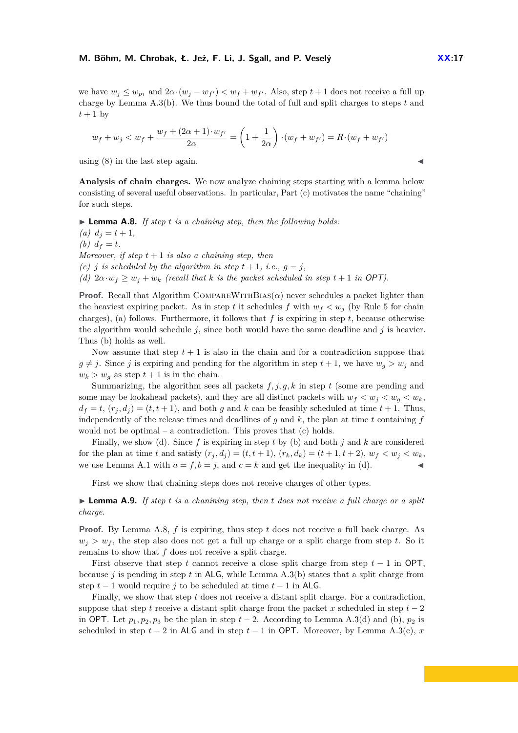we have $w_j \leq w_{p_1}$ and $2\alpha \cdot (w_j - w_{f'}) < w_f + w_{f'}$. Also, step $t+1$ does not receive a full up charge by Lemma A.3(b). We thus bound the total of full and split charges to steps $t$ and $t+1$ by

$$w_f + w_j < w_f + \frac{w_f + (2\alpha+1)\cdot w_{f'}}{2\alpha} = \left(1 + \frac{1}{2\alpha}\right)\cdot(w_f + w_{f'}) = R\cdot(w_f + w_{f'})$$

using (8) in the last step again. ◀

**Analysis of chain charges.** We now analyze chaining steps starting with a lemma below consisting of several useful observations. In particular, Part (c) motivates the name "chaining" for such steps.

▶ **Lemma A.8.** *If step $t$ is a chaining step, then the following holds:*
*(a) $d_j = t+1$,*
*(b) $d_f = t$.*
*Moreover, if step $t+1$ is also a chaining step, then*
*(c) $j$ is scheduled by the algorithm in step $t+1$, i.e., $g = j$,*
*(d) $2\alpha \cdot w_f \geq w_j + w_k$ (recall that $k$ is the packet scheduled in step $t+1$ in OPT).*

**Proof.** Recall that Algorithm CompareWithBias($\alpha$) never schedules a packet lighter than the heaviest expiring packet. As in step $t$ it schedules $f$ with $w_f < w_j$ (by Rule 5 for chain charges), (a) follows. Furthermore, it follows that $f$ is expiring in step $t$, because otherwise the algorithm would schedule $j$, since both would have the same deadline and $j$ is heavier. Thus (b) holds as well.

Now assume that step $t+1$ is also in the chain and for a contradiction suppose that $g \neq j$. Since $j$ is expiring and pending for the algorithm in step $t+1$, we have $w_g > w_j$ and $w_k > w_g$ as step $t+1$ is in the chain.

Summarizing, the algorithm sees all packets $f, j, g, k$ in step $t$ (some are pending and some may be lookahead packets), and they are all distinct packets with $w_f < w_j < w_g < w_k$, $d_f = t$, $(r_j, d_j) = (t, t+1)$, and both $g$ and $k$ can be feasibly scheduled at time $t+1$. Thus, independently of the release times and deadlines of $g$ and $k$, the plan at time $t$ containing $f$ would not be optimal – a contradiction. This proves that (c) holds.

Finally, we show (d). Since $f$ is expiring in step $t$ by (b) and both $j$ and $k$ are considered for the plan at time $t$ and satisfy $(r_j, d_j) = (t, t+1)$, $(r_k, d_k) = (t+1, t+2)$, $w_f < w_j < w_k$, we use Lemma A.1 with $a = f, b = j$, and $c = k$ and get the inequality in (d). ◀

First we show that chaining steps does not receive charges of other types.

▶ **Lemma A.9.** *If step $t$ is a chanining step, then $t$ does not receive a full charge or a split charge.*

**Proof.** By Lemma A.8, $f$ is expiring, thus step $t$ does not receive a full back charge. As $w_j > w_f$, the step also does not get a full up charge or a split charge from step $t$. So it remains to show that $f$ does not receive a split charge.

First observe that step $t$ cannot receive a close split charge from step $t-1$ in OPT, because $j$ is pending in step $t$ in ALG, while Lemma A.3(b) states that a split charge from step $t-1$ would require $j$ to be scheduled at time $t-1$ in ALG.

Finally, we show that step $t$ does not receive a distant split charge. For a contradiction, suppose that step $t$ receive a distant split charge from the packet $x$ scheduled in step $t-2$ in OPT. Let $p_1, p_2, p_3$ be the plan in step $t-2$. According to Lemma A.3(d) and (b), $p_2$ is scheduled in step $t-2$ in ALG and in step $t-1$ in OPT. Moreover, by Lemma A.3(c), $x$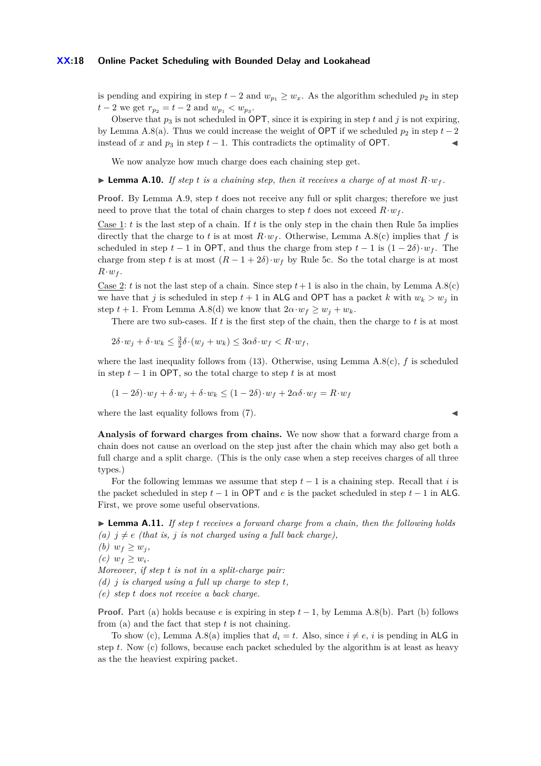is pending and expiring in step $t-2$ and $w_{p_1} \geq w_x$. As the algorithm scheduled $p_2$ in step $t-2$ we get $r_{p_2} = t-2$ and $w_{p_1} < w_{p_3}$.

Observe that $p_3$ is not scheduled in OPT, since it is expiring in step $t$ and $j$ is not expiring, by Lemma A.8(a). Thus we could increase the weight of OPT if we scheduled $p_2$ in step $t-2$ instead of $x$ and $p_3$ in step $t-1$. This contradicts the optimality of OPT. ◀

We now analyze how much charge does each chaining step get.

▶ **Lemma A.10.** *If step $t$ is a chaining step, then it receives a charge of at most $R \cdot w_f$.*

**Proof.** By Lemma A.9, step $t$ does not receive any full or split charges; therefore we just need to prove that the total of chain charges to step $t$ does not exceed $R \cdot w_f$.

Case 1: $t$ is the last step of a chain. If $t$ is the only step in the chain then Rule 5a implies directly that the charge to $t$ is at most $R \cdot w_f$. Otherwise, Lemma A.8(c) implies that $f$ is scheduled in step $t-1$ in OPT, and thus the charge from step $t-1$ is $(1-2\delta) \cdot w_f$. The charge from step $t$ is at most $(R - 1 + 2\delta) \cdot w_f$ by Rule 5c. So the total charge is at most $R \cdot w_f$.

Case 2: $t$ is not the last step of a chain. Since step $t+1$ is also in the chain, by Lemma A.8(c) we have that $j$ is scheduled in step $t+1$ in ALG and OPT has a packet $k$ with $w_k > w_j$ in step $t+1$. From Lemma A.8(d) we know that $2\alpha \cdot w_f \geq w_j + w_k$.

There are two sub-cases. If $t$ is the first step of the chain, then the charge to $t$ is at most

$$2\delta \cdot w_j + \delta \cdot w_k \leq \tfrac{3}{2}\delta \cdot (w_j + w_k) \leq 3\alpha\delta \cdot w_f < R \cdot w_f,$$

where the last inequality follows from (13). Otherwise, using Lemma A.8(c), $f$ is scheduled in step $t-1$ in OPT, so the total charge to step $t$ is at most

$$(1-2\delta) \cdot w_f + \delta \cdot w_j + \delta \cdot w_k \leq (1-2\delta) \cdot w_f + 2\alpha\delta \cdot w_f = R \cdot w_f$$

where the last equality follows from (7). ◀

**Analysis of forward charges from chains.** We now show that a forward charge from a chain does not cause an overload on the step just after the chain which may also get both a full charge and a split charge. (This is the only case when a step receives charges of all three types.)

For the following lemmas we assume that step $t-1$ is a chaining step. Recall that $i$ is the packet scheduled in step $t-1$ in OPT and $e$ is the packet scheduled in step $t-1$ in ALG. First, we prove some useful observations.

▶ **Lemma A.11.** *If step $t$ receives a forward charge from a chain, then the following holds*
*(a) $j \neq e$ (that is, $j$ is not charged using a full back charge),*
*(b) $w_f \geq w_j$,*
*(c) $w_f \geq w_i$.*
*Moreover, if step $t$ is not in a split-charge pair:*
*(d) $j$ is charged using a full up charge to step $t$,*
*(e) step $t$ does not receive a back charge.*

**Proof.** Part (a) holds because $e$ is expiring in step $t-1$, by Lemma A.8(b). Part (b) follows from (a) and the fact that step $t$ is not chaining.

To show (c), Lemma A.8(a) implies that $d_i = t$. Also, since $i \neq e$, $i$ is pending in ALG in step $t$. Now (c) follows, because each packet scheduled by the algorithm is at least as heavy as the the heaviest expiring packet.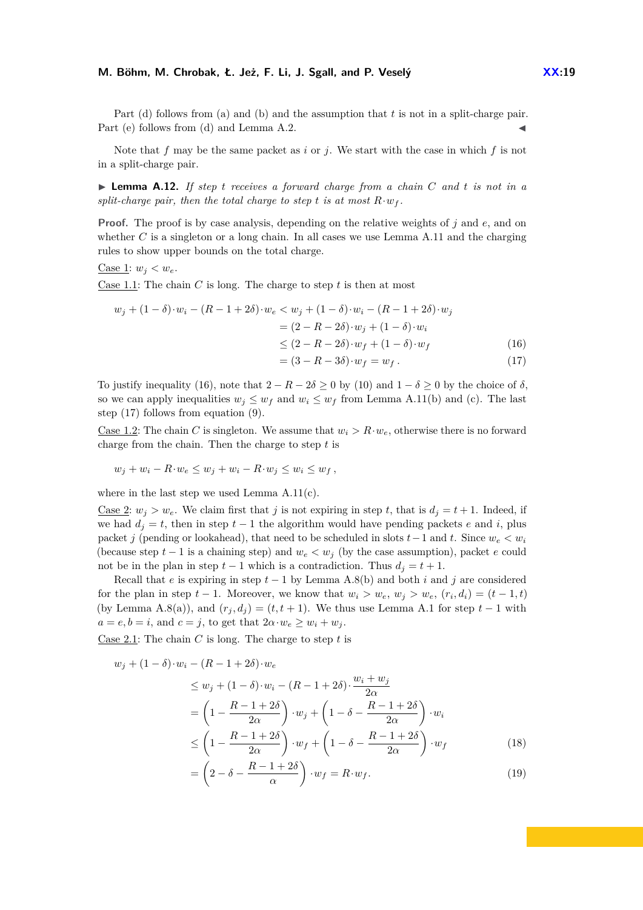Part (d) follows from (a) and (b) and the assumption that $t$ is not in a split-charge pair. Part (e) follows from (d) and Lemma A.2. ◀

Note that $f$ may be the same packet as $i$ or $j$. We start with the case in which $f$ is not in a split-charge pair.

▶ **Lemma A.12.** *If step $t$ receives a forward charge from a chain $C$ and $t$ is not in a split-charge pair, then the total charge to step $t$ is at most $R \cdot w_f$.*

**Proof.** The proof is by case analysis, depending on the relative weights of $j$ and $e$, and on whether $C$ is a singleton or a long chain. In all cases we use Lemma A.11 and the charging rules to show upper bounds on the total charge.

Case 1: $w_j < w_e$.

Case 1.1: The chain $C$ is long. The charge to step $t$ is then at most

$$
\begin{aligned}
w_j + (1-\delta)\cdot w_i - (R-1+2\delta)\cdot w_e &< w_j + (1-\delta)\cdot w_i - (R-1+2\delta)\cdot w_j \\
&= (2-R-2\delta)\cdot w_j + (1-\delta)\cdot w_i \\
&\le (2-R-2\delta)\cdot w_f + (1-\delta)\cdot w_f \qquad (16)\\
&= (3-R-3\delta)\cdot w_f = w_f\,. \qquad (17)
\end{aligned}
$$

To justify inequality (16), note that $2 - R - 2\delta \ge 0$ by (10) and $1 - \delta \ge 0$ by the choice of $\delta$, so we can apply inequalities $w_j \le w_f$ and $w_i \le w_f$ from Lemma A.11(b) and (c). The last step (17) follows from equation (9).

Case 1.2: The chain $C$ is singleton. We assume that $w_i > R \cdot w_e$, otherwise there is no forward charge from the chain. Then the charge to step $t$ is

$$
w_j + w_i - R\cdot w_e \le w_j + w_i - R\cdot w_j \le w_i \le w_f\,,
$$

where in the last step we used Lemma A.11(c).

Case 2: $w_j > w_e$. We claim first that $j$ is not expiring in step $t$, that is $d_j = t + 1$. Indeed, if we had $d_j = t$, then in step $t-1$ the algorithm would have pending packets $e$ and $i$, plus packet $j$ (pending or lookahead), that need to be scheduled in slots $t-1$ and $t$. Since $w_e < w_i$ (because step $t-1$ is a chaining step) and $w_e < w_j$ (by the case assumption), packet $e$ could not be in the plan in step $t-1$ which is a contradiction. Thus $d_j = t + 1$.

Recall that $e$ is expiring in step $t-1$ by Lemma A.8(b) and both $i$ and $j$ are considered for the plan in step $t-1$. Moreover, we know that $w_i > w_e$, $w_j > w_e$, $(r_i, d_i) = (t-1, t)$ (by Lemma A.8(a)), and $(r_j, d_j) = (t, t+1)$. We thus use Lemma A.1 for step $t-1$ with $a = e, b = i$, and $c = j$, to get that $2\alpha \cdot w_e \ge w_i + w_j$.

Case 2.1: The chain $C$ is long. The charge to step $t$ is

$$
\begin{aligned}
&w_j + (1-\delta)\cdot w_i - (R-1+2\delta)\cdot w_e \\
&\quad\le w_j + (1-\delta)\cdot w_i - (R-1+2\delta)\cdot \frac{w_i + w_j}{2\alpha} \\
&\quad= \left(1 - \frac{R-1+2\delta}{2\alpha}\right)\cdot w_j + \left(1 - \delta - \frac{R-1+2\delta}{2\alpha}\right)\cdot w_i \\
&\quad\le \left(1 - \frac{R-1+2\delta}{2\alpha}\right)\cdot w_f + \left(1 - \delta - \frac{R-1+2\delta}{2\alpha}\right)\cdot w_f \qquad (18)\\
&\quad= \left(2 - \delta - \frac{R-1+2\delta}{\alpha}\right)\cdot w_f = R\cdot w_f. \qquad (19)
\end{aligned}
$$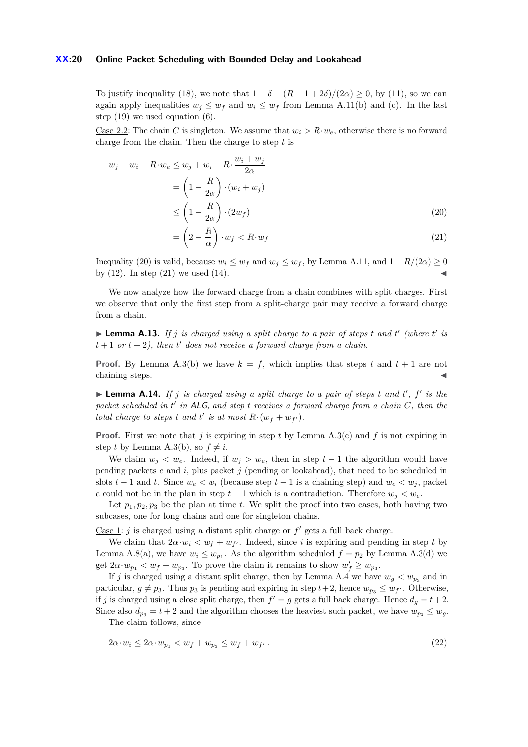To justify inequality (18), we note that $1 - \delta - (R - 1 + 2\delta)/(2\alpha) \geq 0$, by (11), so we can again apply inequalities $w_j \leq w_f$ and $w_i \leq w_f$ from Lemma A.11(b) and (c). In the last step (19) we used equation (6).

Case 2.2: The chain $C$ is singleton. We assume that $w_i > R \cdot w_e$, otherwise there is no forward charge from the chain. Then the charge to step $t$ is

$$
\begin{aligned}
w_j + w_i - R \cdot w_e &\leq w_j + w_i - R \cdot \frac{w_i + w_j}{2\alpha} \\
&= \left(1 - \frac{R}{2\alpha}\right) \cdot (w_i + w_j) \\
&\leq \left(1 - \frac{R}{2\alpha}\right) \cdot (2 w_f) \qquad (20)\\
&= \left(2 - \frac{R}{\alpha}\right) \cdot w_f < R \cdot w_f \qquad (21)
\end{aligned}
$$

Inequality (20) is valid, because $w_i \leq w_f$ and $w_j \leq w_f$, by Lemma A.11, and $1 - R/(2\alpha) \geq 0$ by (12). In step (21) we used (14). ◀

We now analyze how the forward charge from a chain combines with split charges. First we observe that only the first step from a split-charge pair may receive a forward charge from a chain.

▶ **Lemma A.13.** *If $j$ is charged using a split charge to a pair of steps $t$ and $t'$ (where $t'$ is $t+1$ or $t+2$), then $t'$ does not receive a forward charge from a chain.*

**Proof.** By Lemma A.3(b) we have $k = f$, which implies that steps $t$ and $t+1$ are not chaining steps. ◀

▶ **Lemma A.14.** *If $j$ is charged using a split charge to a pair of steps $t$ and $t'$, $f'$ is the packet scheduled in $t'$ in ALG, and step $t$ receives a forward charge from a chain $C$, then the total charge to steps $t$ and $t'$ is at most $R \cdot (w_f + w_{f'})$.*

**Proof.** First we note that $j$ is expiring in step $t$ by Lemma A.3(c) and $f$ is not expiring in step $t$ by Lemma A.3(b), so $f \neq i$.

We claim $w_j < w_e$. Indeed, if $w_j > w_e$, then in step $t-1$ the algorithm would have pending packets $e$ and $i$, plus packet $j$ (pending or lookahead), that need to be scheduled in slots $t-1$ and $t$. Since $w_e < w_i$ (because step $t-1$ is a chaining step) and $w_e < w_j$, packet $e$ could not be in the plan in step $t-1$ which is a contradiction. Therefore $w_j < w_e$.

Let $p_1, p_2, p_3$ be the plan at time $t$. We split the proof into two cases, both having two subcases, one for long chains and one for singleton chains.

Case 1: $j$ is charged using a distant split charge or $f'$ gets a full back charge.

We claim that $2\alpha \cdot w_i < w_f + w_{f'}$. Indeed, since $i$ is expiring and pending in step $t$ by Lemma A.8(a), we have $w_i \leq w_{p_1}$. As the algorithm scheduled $f = p_2$ by Lemma A.3(d) we get $2\alpha \cdot w_{p_1} < w_f + w_{p_3}$. To prove the claim it remains to show $w'_f \geq w_{p_3}$.

If $j$ is charged using a distant split charge, then by Lemma A.4 we have $w_g < w_{p_3}$ and in particular, $g \neq p_3$. Thus $p_3$ is pending and expiring in step $t+2$, hence $w_{p_3} \leq w_{f'}$. Otherwise, if $j$ is charged using a close split charge, then $f' = g$ gets a full back charge. Hence $d_g = t+2$. Since also $d_{p_3} = t+2$ and the algorithm chooses the heaviest such packet, we have $w_{p_3} \leq w_g$.

The claim follows, since

$$
2\alpha \cdot w_i \leq 2\alpha \cdot w_{p_1} < w_f + w_{p_3} \leq w_f + w_{f'} \,. \qquad (22)
$$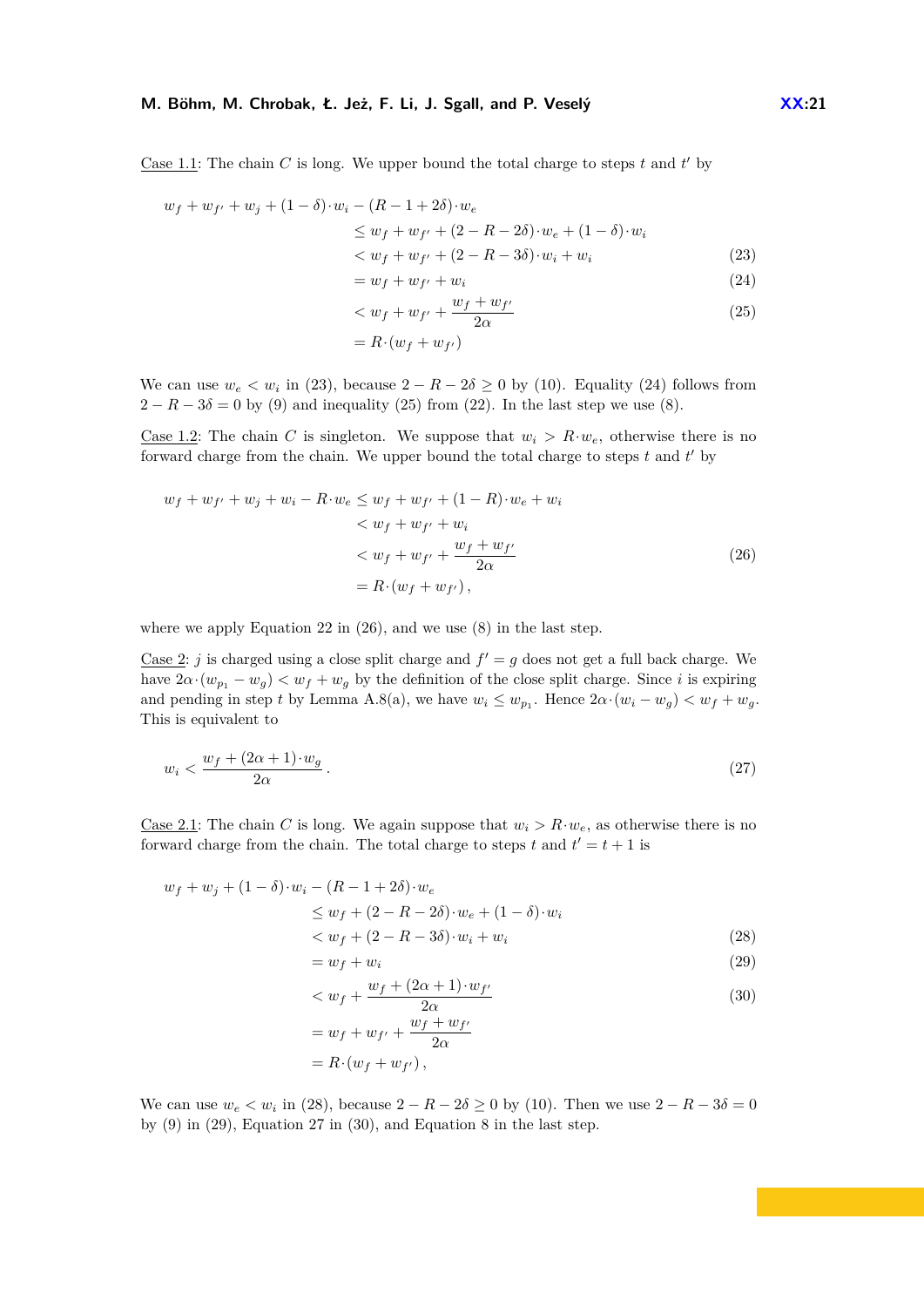<u>Case 1.1</u>: The chain $C$ is long. We upper bound the total charge to steps $t$ and $t'$ by

$$
\begin{aligned}
w_f + w_{f'} + w_j + (1-\delta)\cdot w_i - (R-1+2\delta)\cdot w_e \\
&\le w_f + w_{f'} + (2-R-2\delta)\cdot w_e + (1-\delta)\cdot w_i \\
&< w_f + w_{f'} + (2-R-3\delta)\cdot w_i + w_i \qquad (23)\\
&= w_f + w_{f'} + w_i \qquad (24)\\
&< w_f + w_{f'} + \frac{w_f + w_{f'}}{2\alpha} \qquad (25)\\
&= R\cdot(w_f + w_{f'})
\end{aligned}
$$

We can use $w_e < w_i$ in (23), because $2 - R - 2\delta \ge 0$ by (10). Equality (24) follows from $2 - R - 3\delta = 0$ by (9) and inequality (25) from (22). In the last step we use (8).

<u>Case 1.2</u>: The chain $C$ is singleton. We suppose that $w_i > R\cdot w_e$, otherwise there is no forward charge from the chain. We upper bound the total charge to steps $t$ and $t'$ by

$$
\begin{aligned}
w_f + w_{f'} + w_j + w_i - R\cdot w_e &\le w_f + w_{f'} + (1-R)\cdot w_e + w_i \\
&< w_f + w_{f'} + w_i \\
&< w_f + w_{f'} + \frac{w_f + w_{f'}}{2\alpha} \qquad (26)\\
&= R\cdot(w_f + w_{f'})\,,
\end{aligned}
$$

where we apply Equation 22 in (26), and we use (8) in the last step.

<u>Case 2</u>: $j$ is charged using a close split charge and $f' = g$ does not get a full back charge. We have $2\alpha\cdot(w_{p_1} - w_g) < w_f + w_g$ by the definition of the close split charge. Since $i$ is expiring and pending in step $t$ by Lemma A.8(a), we have $w_i \le w_{p_1}$. Hence $2\alpha\cdot(w_i - w_g) < w_f + w_g$. This is equivalent to

$$
w_i < \frac{w_f + (2\alpha+1)\cdot w_g}{2\alpha}\,. \qquad (27)
$$

<u>Case 2.1</u>: The chain $C$ is long. We again suppose that $w_i > R\cdot w_e$, as otherwise there is no forward charge from the chain. The total charge to steps $t$ and $t' = t+1$ is

$$
\begin{aligned}
w_f + w_j + (1-\delta)\cdot w_i - (R-1+2\delta)\cdot w_e \\
&\le w_f + (2-R-2\delta)\cdot w_e + (1-\delta)\cdot w_i \\
&< w_f + (2-R-3\delta)\cdot w_i + w_i \qquad (28)\\
&= w_f + w_i \qquad (29)\\
&< w_f + \frac{w_f + (2\alpha+1)\cdot w_{f'}}{2\alpha} \qquad (30)\\
&= w_f + w_{f'} + \frac{w_f + w_{f'}}{2\alpha} \\
&= R\cdot(w_f + w_{f'})\,,
\end{aligned}
$$

We can use $w_e < w_i$ in (28), because $2 - R - 2\delta \ge 0$ by (10). Then we use $2 - R - 3\delta = 0$ by (9) in (29), Equation 27 in (30), and Equation 8 in the last step.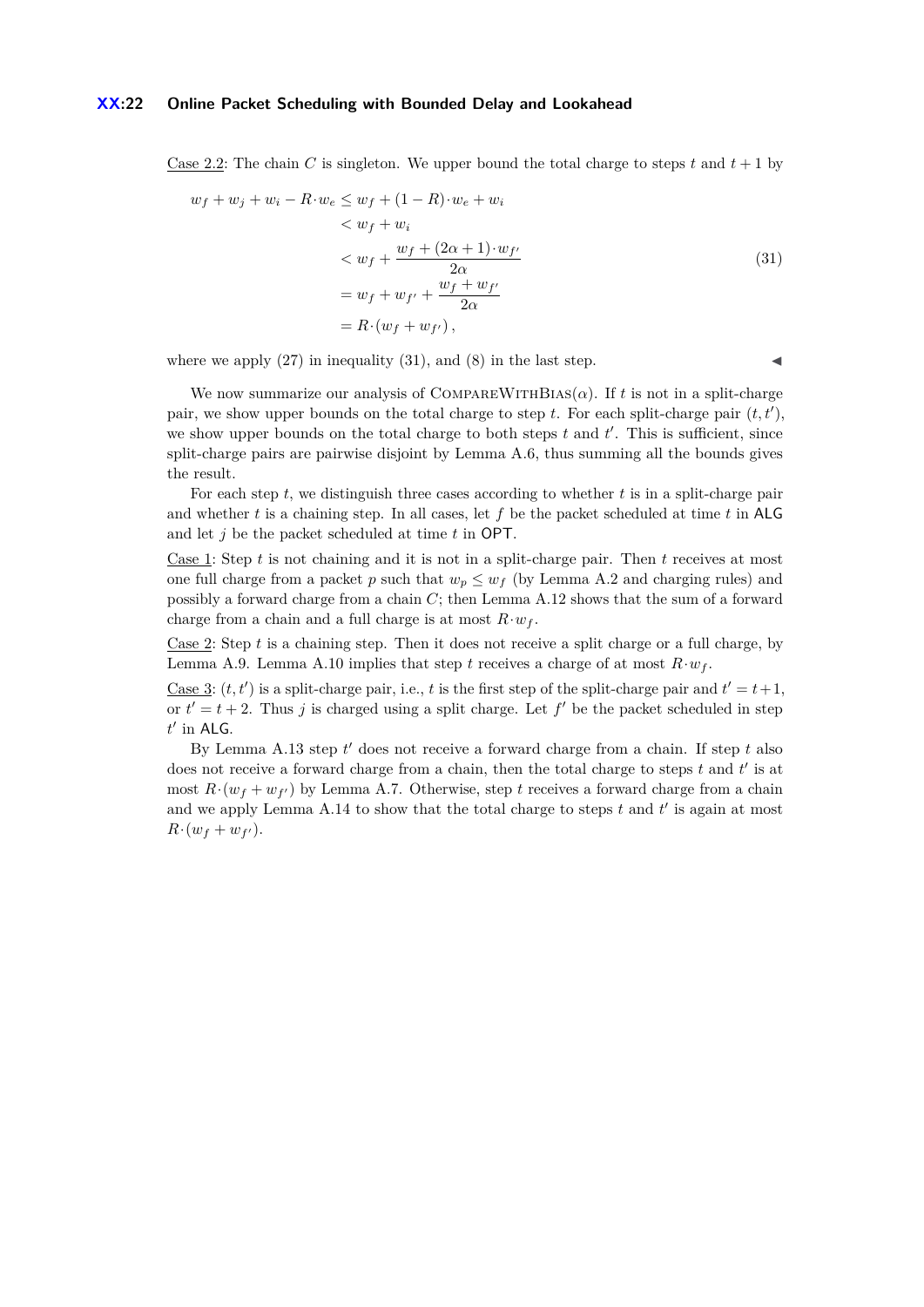Case 2.2: The chain $C$ is singleton. We upper bound the total charge to steps $t$ and $t+1$ by

$$
\begin{aligned}
w_f + w_j + w_i - R\cdot w_e &\leq w_f + (1-R)\cdot w_e + w_i \\
&< w_f + w_i \\
&< w_f + \frac{w_f + (2\alpha+1)\cdot w_{f'}}{2\alpha} \qquad (31)\\
&= w_f + w_{f'} + \frac{w_f + w_{f'}}{2\alpha} \\
&= R\cdot(w_f + w_{f'})\,,
\end{aligned}
$$

where we apply (27) in inequality (31), and (8) in the last step. ◂

We now summarize our analysis of CompareWithBias($\alpha$). If $t$ is not in a split-charge pair, we show upper bounds on the total charge to step $t$. For each split-charge pair $(t, t')$, we show upper bounds on the total charge to both steps $t$ and $t'$. This is sufficient, since split-charge pairs are pairwise disjoint by Lemma A.6, thus summing all the bounds gives the result.

For each step $t$, we distinguish three cases according to whether $t$ is in a split-charge pair and whether $t$ is a chaining step. In all cases, let $f$ be the packet scheduled at time $t$ in ALG and let $j$ be the packet scheduled at time $t$ in OPT.

Case 1: Step $t$ is not chaining and it is not in a split-charge pair. Then $t$ receives at most one full charge from a packet $p$ such that $w_p \leq w_f$ (by Lemma A.2 and charging rules) and possibly a forward charge from a chain $C$; then Lemma A.12 shows that the sum of a forward charge from a chain and a full charge is at most $R\cdot w_f$.

Case 2: Step $t$ is a chaining step. Then it does not receive a split charge or a full charge, by Lemma A.9. Lemma A.10 implies that step $t$ receives a charge of at most $R\cdot w_f$.

Case 3: $(t, t')$ is a split-charge pair, i.e., $t$ is the first step of the split-charge pair and $t' = t+1$, or $t' = t+2$. Thus $j$ is charged using a split charge. Let $f'$ be the packet scheduled in step $t'$ in ALG.

By Lemma A.13 step $t'$ does not receive a forward charge from a chain. If step $t$ also does not receive a forward charge from a chain, then the total charge to steps $t$ and $t'$ is at most $R\cdot(w_f + w_{f'})$ by Lemma A.7. Otherwise, step $t$ receives a forward charge from a chain and we apply Lemma A.14 to show that the total charge to steps $t$ and $t'$ is again at most $R\cdot(w_f + w_{f'})$.